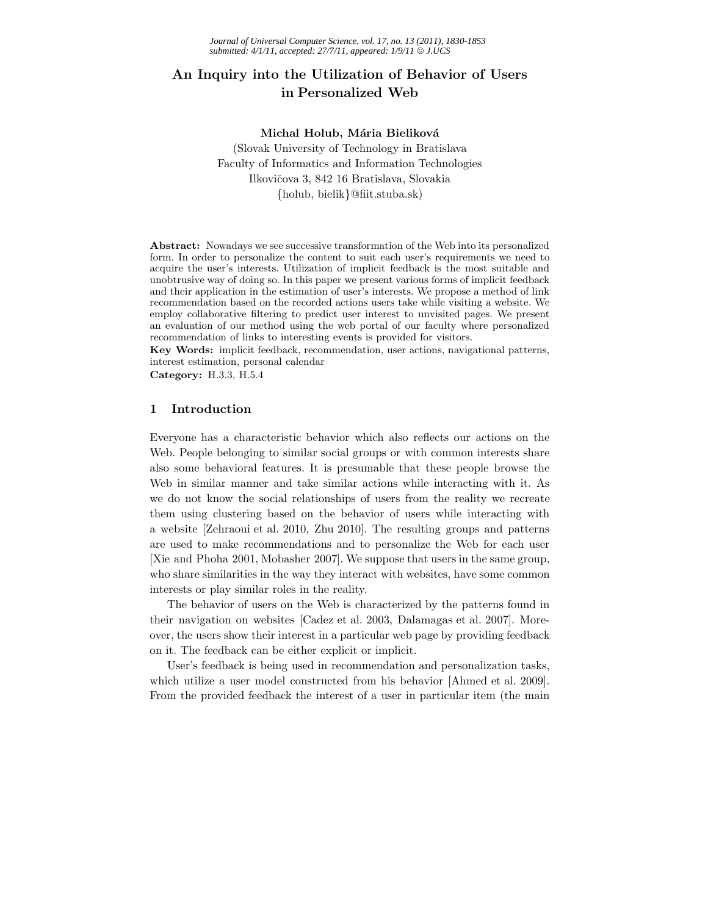# An Inquiry into the Utilization of Behavior of Users in Personalized Web

**Michal Holub, Mária Bieliková**

(Slovak University of Technology in Bratislava
Faculty of Informatics and Information Technologies
Ilkovičova 3, 842 16 Bratislava, Slovakia
{holub, bielik}@fiit.stuba.sk)

**Abstract:** Nowadays we see successive transformation of the Web into its personalized form. In order to personalize the content to suit each user's requirements we need to acquire the user's interests. Utilization of implicit feedback is the most suitable and unobtrusive way of doing so. In this paper we present various forms of implicit feedback and their application in the estimation of user's interests. We propose a method of link recommendation based on the recorded actions users take while visiting a website. We employ collaborative filtering to predict user interest to unvisited pages. We present an evaluation of our method using the web portal of our faculty where personalized recommendation of links to interesting events is provided for visitors.

**Key Words:** implicit feedback, recommendation, user actions, navigational patterns, interest estimation, personal calendar

**Category:** H.3.3, H.5.4

## 1 Introduction

Everyone has a characteristic behavior which also reflects our actions on the Web. People belonging to similar social groups or with common interests share also some behavioral features. It is presumable that these people browse the Web in similar manner and take similar actions while interacting with it. As we do not know the social relationships of users from the reality we recreate them using clustering based on the behavior of users while interacting with a website [Zehraoui et al. 2010, Zhu 2010]. The resulting groups and patterns are used to make recommendations and to personalize the Web for each user [Xie and Phoha 2001, Mobasher 2007]. We suppose that users in the same group, who share similarities in the way they interact with websites, have some common interests or play similar roles in the reality.

The behavior of users on the Web is characterized by the patterns found in their navigation on websites [Cadez et al. 2003, Dalamagas et al. 2007]. Moreover, the users show their interest in a particular web page by providing feedback on it. The feedback can be either explicit or implicit.

User's feedback is being used in recommendation and personalization tasks, which utilize a user model constructed from his behavior [Ahmed et al. 2009]. From the provided feedback the interest of a user in particular item (the main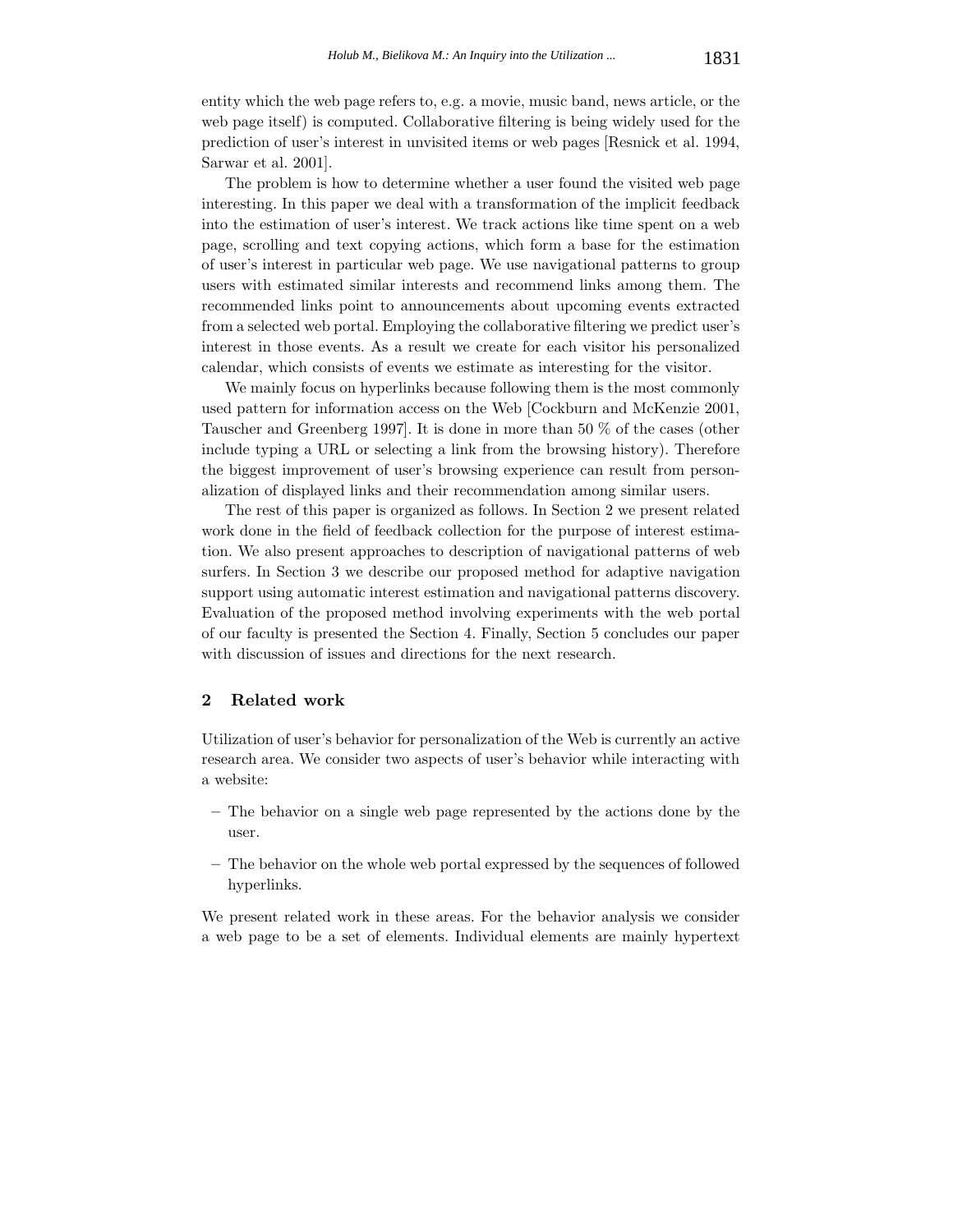entity which the web page refers to, e.g. a movie, music band, news article, or the web page itself) is computed. Collaborative filtering is being widely used for the prediction of user's interest in unvisited items or web pages [Resnick et al. 1994, Sarwar et al. 2001].

The problem is how to determine whether a user found the visited web page interesting. In this paper we deal with a transformation of the implicit feedback into the estimation of user's interest. We track actions like time spent on a web page, scrolling and text copying actions, which form a base for the estimation of user's interest in particular web page. We use navigational patterns to group users with estimated similar interests and recommend links among them. The recommended links point to announcements about upcoming events extracted from a selected web portal. Employing the collaborative filtering we predict user's interest in those events. As a result we create for each visitor his personalized calendar, which consists of events we estimate as interesting for the visitor.

We mainly focus on hyperlinks because following them is the most commonly used pattern for information access on the Web [Cockburn and McKenzie 2001, Tauscher and Greenberg 1997]. It is done in more than 50 % of the cases (other include typing a URL or selecting a link from the browsing history). Therefore the biggest improvement of user's browsing experience can result from personalization of displayed links and their recommendation among similar users.

The rest of this paper is organized as follows. In Section 2 we present related work done in the field of feedback collection for the purpose of interest estimation. We also present approaches to description of navigational patterns of web surfers. In Section 3 we describe our proposed method for adaptive navigation support using automatic interest estimation and navigational patterns discovery. Evaluation of the proposed method involving experiments with the web portal of our faculty is presented the Section 4. Finally, Section 5 concludes our paper with discussion of issues and directions for the next research.

## 2 Related work

Utilization of user's behavior for personalization of the Web is currently an active research area. We consider two aspects of user's behavior while interacting with a website:

- The behavior on a single web page represented by the actions done by the user.
- The behavior on the whole web portal expressed by the sequences of followed hyperlinks.

We present related work in these areas. For the behavior analysis we consider a web page to be a set of elements. Individual elements are mainly hypertext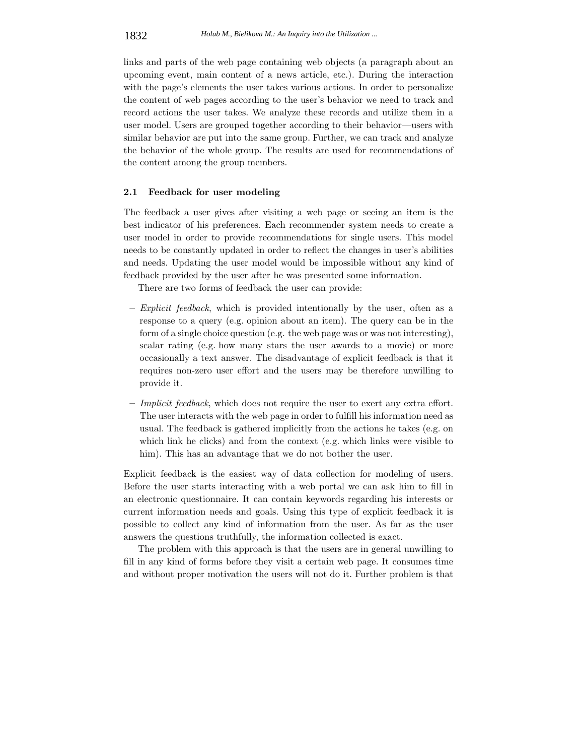links and parts of the web page containing web objects (a paragraph about an upcoming event, main content of a news article, etc.). During the interaction with the page's elements the user takes various actions. In order to personalize the content of web pages according to the user's behavior we need to track and record actions the user takes. We analyze these records and utilize them in a user model. Users are grouped together according to their behavior—users with similar behavior are put into the same group. Further, we can track and analyze the behavior of the whole group. The results are used for recommendations of the content among the group members.

### 2.1 Feedback for user modeling

The feedback a user gives after visiting a web page or seeing an item is the best indicator of his preferences. Each recommender system needs to create a user model in order to provide recommendations for single users. This model needs to be constantly updated in order to reflect the changes in user's abilities and needs. Updating the user model would be impossible without any kind of feedback provided by the user after he was presented some information.

There are two forms of feedback the user can provide:

- *Explicit feedback*, which is provided intentionally by the user, often as a response to a query (e.g. opinion about an item). The query can be in the form of a single choice question (e.g. the web page was or was not interesting), scalar rating (e.g. how many stars the user awards to a movie) or more occasionally a text answer. The disadvantage of explicit feedback is that it requires non-zero user effort and the users may be therefore unwilling to provide it.
- *Implicit feedback*, which does not require the user to exert any extra effort. The user interacts with the web page in order to fulfill his information need as usual. The feedback is gathered implicitly from the actions he takes (e.g. on which link he clicks) and from the context (e.g. which links were visible to him). This has an advantage that we do not bother the user.

Explicit feedback is the easiest way of data collection for modeling of users. Before the user starts interacting with a web portal we can ask him to fill in an electronic questionnaire. It can contain keywords regarding his interests or current information needs and goals. Using this type of explicit feedback it is possible to collect any kind of information from the user. As far as the user answers the questions truthfully, the information collected is exact.

The problem with this approach is that the users are in general unwilling to fill in any kind of forms before they visit a certain web page. It consumes time and without proper motivation the users will not do it. Further problem is that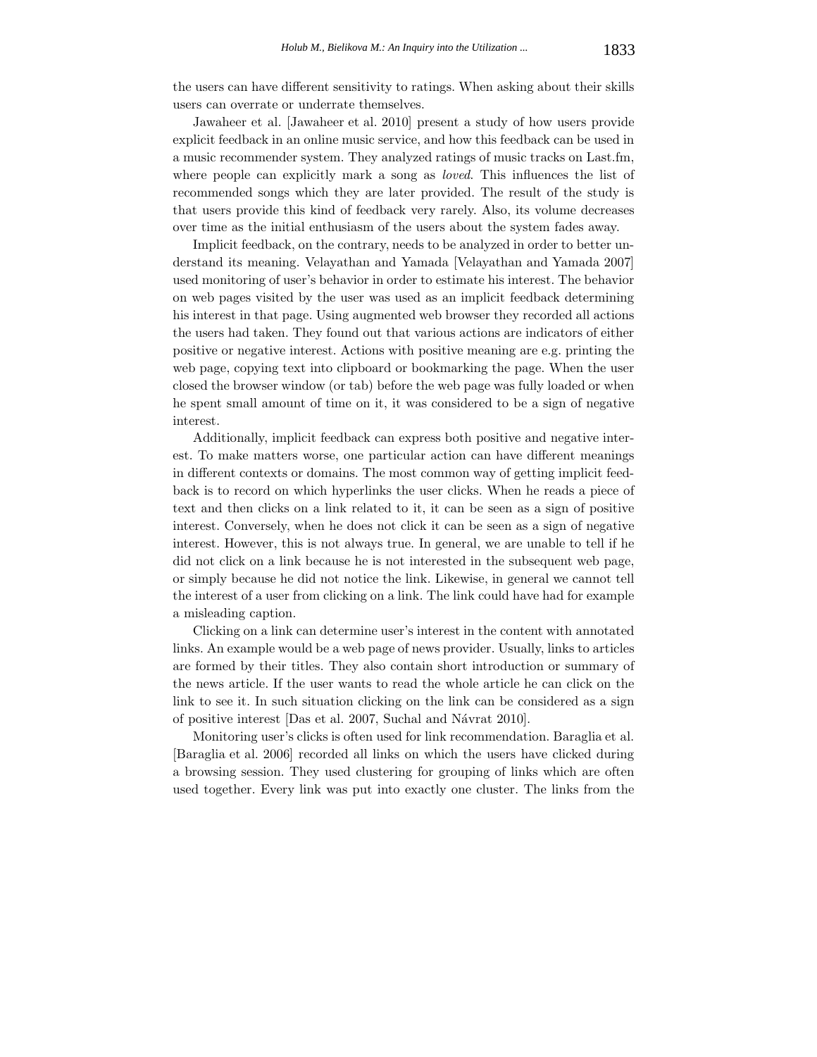the users can have different sensitivity to ratings. When asking about their skills users can overrate or underrate themselves.

Jawaheer et al. [Jawaheer et al. 2010] present a study of how users provide explicit feedback in an online music service, and how this feedback can be used in a music recommender system. They analyzed ratings of music tracks on Last.fm, where people can explicitly mark a song as *loved*. This influences the list of recommended songs which they are later provided. The result of the study is that users provide this kind of feedback very rarely. Also, its volume decreases over time as the initial enthusiasm of the users about the system fades away.

Implicit feedback, on the contrary, needs to be analyzed in order to better understand its meaning. Velayathan and Yamada [Velayathan and Yamada 2007] used monitoring of user's behavior in order to estimate his interest. The behavior on web pages visited by the user was used as an implicit feedback determining his interest in that page. Using augmented web browser they recorded all actions the users had taken. They found out that various actions are indicators of either positive or negative interest. Actions with positive meaning are e.g. printing the web page, copying text into clipboard or bookmarking the page. When the user closed the browser window (or tab) before the web page was fully loaded or when he spent small amount of time on it, it was considered to be a sign of negative interest.

Additionally, implicit feedback can express both positive and negative interest. To make matters worse, one particular action can have different meanings in different contexts or domains. The most common way of getting implicit feedback is to record on which hyperlinks the user clicks. When he reads a piece of text and then clicks on a link related to it, it can be seen as a sign of positive interest. Conversely, when he does not click it can be seen as a sign of negative interest. However, this is not always true. In general, we are unable to tell if he did not click on a link because he is not interested in the subsequent web page, or simply because he did not notice the link. Likewise, in general we cannot tell the interest of a user from clicking on a link. The link could have had for example a misleading caption.

Clicking on a link can determine user's interest in the content with annotated links. An example would be a web page of news provider. Usually, links to articles are formed by their titles. They also contain short introduction or summary of the news article. If the user wants to read the whole article he can click on the link to see it. In such situation clicking on the link can be considered as a sign of positive interest [Das et al. 2007, Suchal and Návrat 2010].

Monitoring user's clicks is often used for link recommendation. Baraglia et al. [Baraglia et al. 2006] recorded all links on which the users have clicked during a browsing session. They used clustering for grouping of links which are often used together. Every link was put into exactly one cluster. The links from the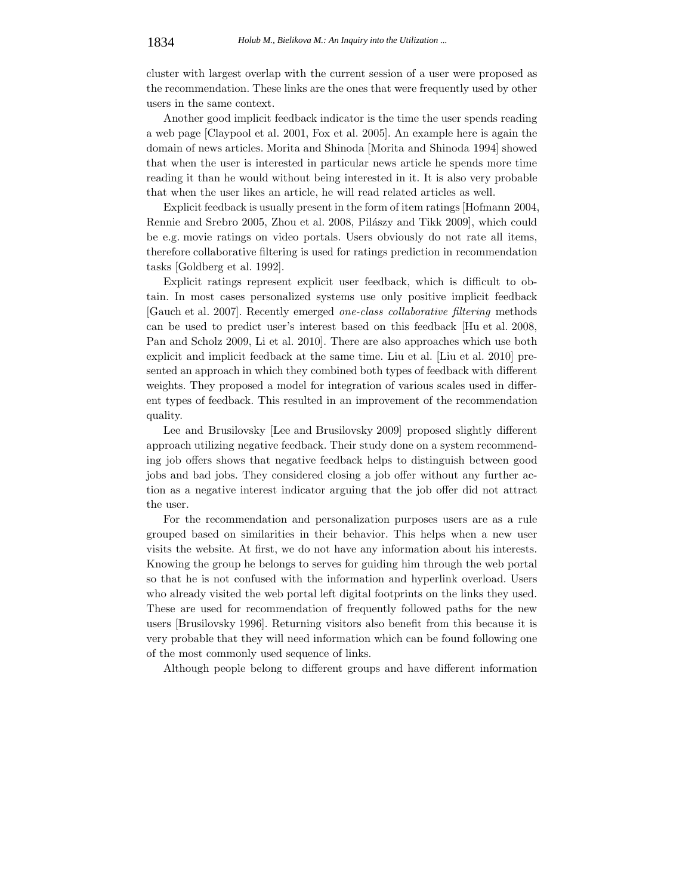cluster with largest overlap with the current session of a user were proposed as the recommendation. These links are the ones that were frequently used by other users in the same context.

Another good implicit feedback indicator is the time the user spends reading a web page [Claypool et al. 2001, Fox et al. 2005]. An example here is again the domain of news articles. Morita and Shinoda [Morita and Shinoda 1994] showed that when the user is interested in particular news article he spends more time reading it than he would without being interested in it. It is also very probable that when the user likes an article, he will read related articles as well.

Explicit feedback is usually present in the form of item ratings [Hofmann 2004, Rennie and Srebro 2005, Zhou et al. 2008, Pilászy and Tikk 2009], which could be e.g. movie ratings on video portals. Users obviously do not rate all items, therefore collaborative filtering is used for ratings prediction in recommendation tasks [Goldberg et al. 1992].

Explicit ratings represent explicit user feedback, which is difficult to obtain. In most cases personalized systems use only positive implicit feedback [Gauch et al. 2007]. Recently emerged *one-class collaborative filtering* methods can be used to predict user's interest based on this feedback [Hu et al. 2008, Pan and Scholz 2009, Li et al. 2010]. There are also approaches which use both explicit and implicit feedback at the same time. Liu et al. [Liu et al. 2010] presented an approach in which they combined both types of feedback with different weights. They proposed a model for integration of various scales used in different types of feedback. This resulted in an improvement of the recommendation quality.

Lee and Brusilovsky [Lee and Brusilovsky 2009] proposed slightly different approach utilizing negative feedback. Their study done on a system recommending job offers shows that negative feedback helps to distinguish between good jobs and bad jobs. They considered closing a job offer without any further action as a negative interest indicator arguing that the job offer did not attract the user.

For the recommendation and personalization purposes users are as a rule grouped based on similarities in their behavior. This helps when a new user visits the website. At first, we do not have any information about his interests. Knowing the group he belongs to serves for guiding him through the web portal so that he is not confused with the information and hyperlink overload. Users who already visited the web portal left digital footprints on the links they used. These are used for recommendation of frequently followed paths for the new users [Brusilovsky 1996]. Returning visitors also benefit from this because it is very probable that they will need information which can be found following one of the most commonly used sequence of links.

Although people belong to different groups and have different information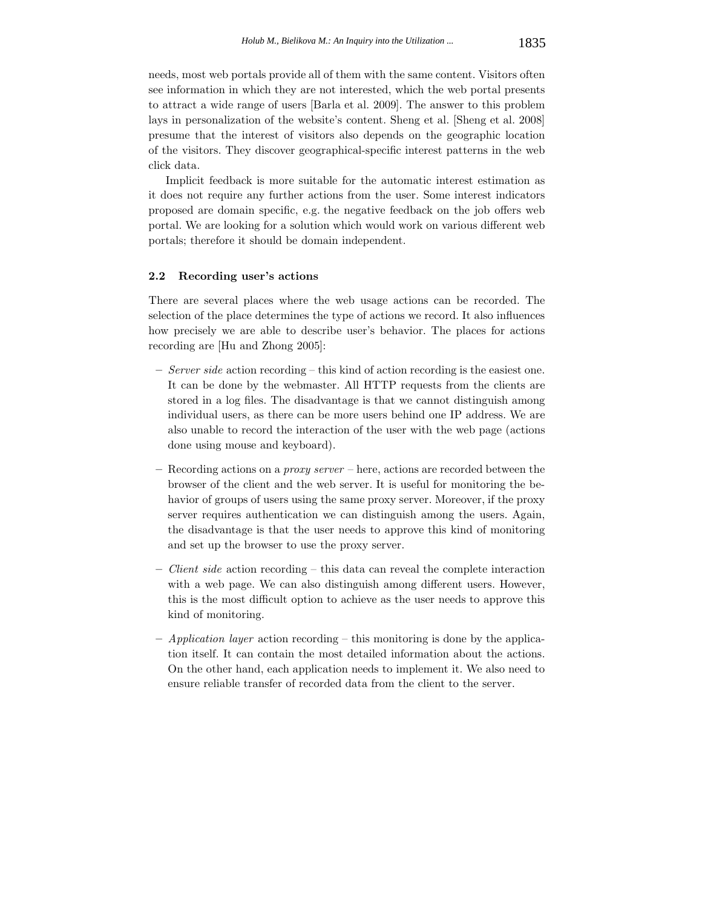needs, most web portals provide all of them with the same content. Visitors often see information in which they are not interested, which the web portal presents to attract a wide range of users [Barla et al. 2009]. The answer to this problem lays in personalization of the website's content. Sheng et al. [Sheng et al. 2008] presume that the interest of visitors also depends on the geographic location of the visitors. They discover geographical-specific interest patterns in the web click data.

Implicit feedback is more suitable for the automatic interest estimation as it does not require any further actions from the user. Some interest indicators proposed are domain specific, e.g. the negative feedback on the job offers web portal. We are looking for a solution which would work on various different web portals; therefore it should be domain independent.

### 2.2 Recording user's actions

There are several places where the web usage actions can be recorded. The selection of the place determines the type of actions we record. It also influences how precisely we are able to describe user's behavior. The places for actions recording are [Hu and Zhong 2005]:

- *Server side* action recording – this kind of action recording is the easiest one. It can be done by the webmaster. All HTTP requests from the clients are stored in a log files. The disadvantage is that we cannot distinguish among individual users, as there can be more users behind one IP address. We are also unable to record the interaction of the user with the web page (actions done using mouse and keyboard).
- Recording actions on a *proxy server* – here, actions are recorded between the browser of the client and the web server. It is useful for monitoring the behavior of groups of users using the same proxy server. Moreover, if the proxy server requires authentication we can distinguish among the users. Again, the disadvantage is that the user needs to approve this kind of monitoring and set up the browser to use the proxy server.
- *Client side* action recording – this data can reveal the complete interaction with a web page. We can also distinguish among different users. However, this is the most difficult option to achieve as the user needs to approve this kind of monitoring.
- *Application layer* action recording – this monitoring is done by the application itself. It can contain the most detailed information about the actions. On the other hand, each application needs to implement it. We also need to ensure reliable transfer of recorded data from the client to the server.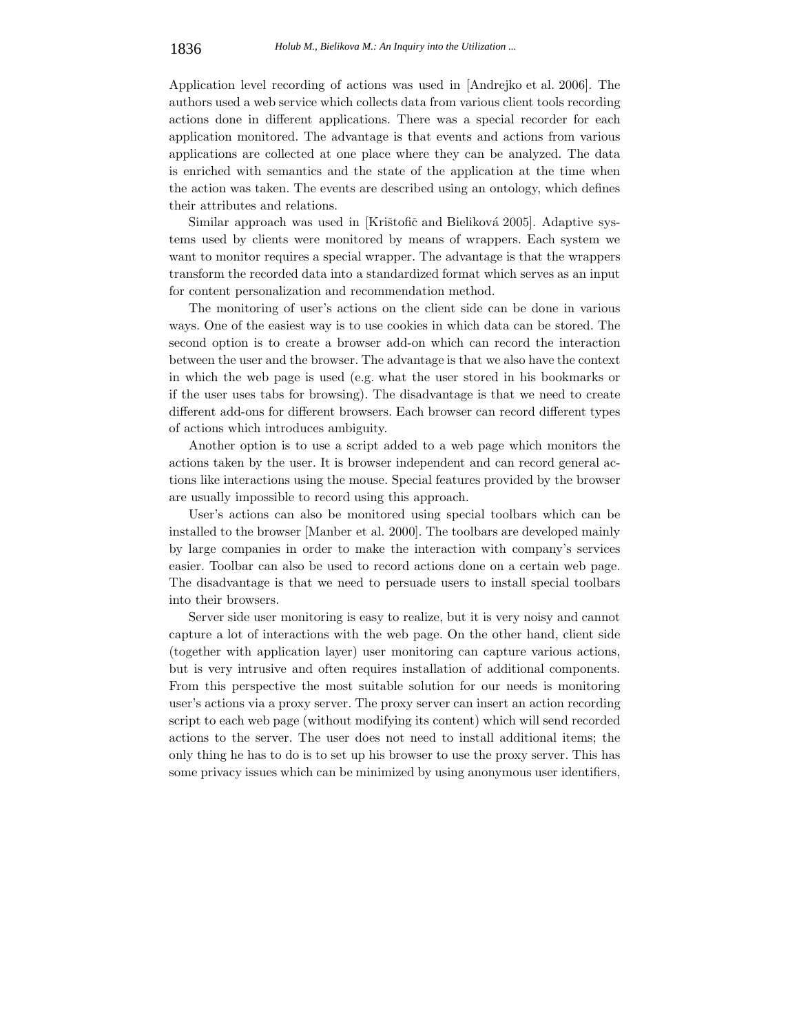Application level recording of actions was used in [Andrejko et al. 2006]. The authors used a web service which collects data from various client tools recording actions done in different applications. There was a special recorder for each application monitored. The advantage is that events and actions from various applications are collected at one place where they can be analyzed. The data is enriched with semantics and the state of the application at the time when the action was taken. The events are described using an ontology, which defines their attributes and relations.

Similar approach was used in [Krištofič and Bieliková 2005]. Adaptive systems used by clients were monitored by means of wrappers. Each system we want to monitor requires a special wrapper. The advantage is that the wrappers transform the recorded data into a standardized format which serves as an input for content personalization and recommendation method.

The monitoring of user's actions on the client side can be done in various ways. One of the easiest way is to use cookies in which data can be stored. The second option is to create a browser add-on which can record the interaction between the user and the browser. The advantage is that we also have the context in which the web page is used (e.g. what the user stored in his bookmarks or if the user uses tabs for browsing). The disadvantage is that we need to create different add-ons for different browsers. Each browser can record different types of actions which introduces ambiguity.

Another option is to use a script added to a web page which monitors the actions taken by the user. It is browser independent and can record general actions like interactions using the mouse. Special features provided by the browser are usually impossible to record using this approach.

User's actions can also be monitored using special toolbars which can be installed to the browser [Manber et al. 2000]. The toolbars are developed mainly by large companies in order to make the interaction with company's services easier. Toolbar can also be used to record actions done on a certain web page. The disadvantage is that we need to persuade users to install special toolbars into their browsers.

Server side user monitoring is easy to realize, but it is very noisy and cannot capture a lot of interactions with the web page. On the other hand, client side (together with application layer) user monitoring can capture various actions, but is very intrusive and often requires installation of additional components. From this perspective the most suitable solution for our needs is monitoring user's actions via a proxy server. The proxy server can insert an action recording script to each web page (without modifying its content) which will send recorded actions to the server. The user does not need to install additional items; the only thing he has to do is to set up his browser to use the proxy server. This has some privacy issues which can be minimized by using anonymous user identifiers,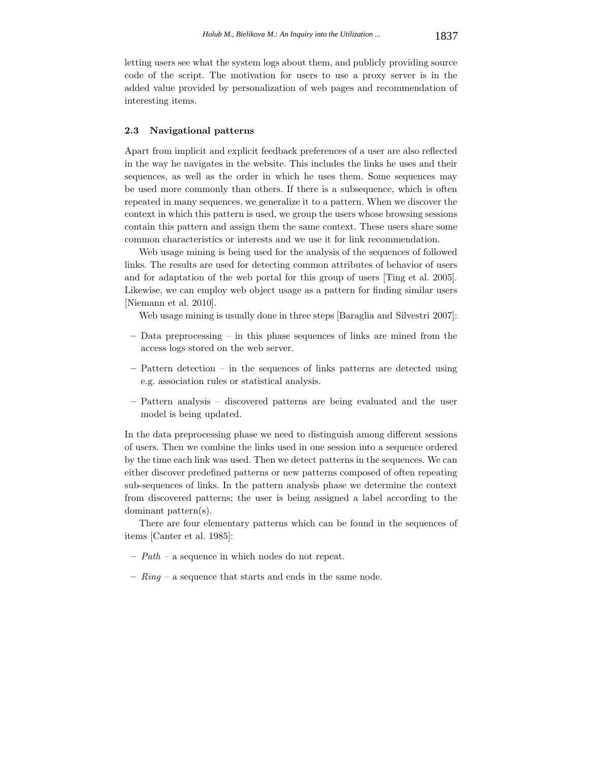letting users see what the system logs about them, and publicly providing source code of the script. The motivation for users to use a proxy server is in the added value provided by personalization of web pages and recommendation of interesting items.

### 2.3 Navigational patterns

Apart from implicit and explicit feedback preferences of a user are also reflected in the way he navigates in the website. This includes the links he uses and their sequences, as well as the order in which he uses them. Some sequences may be used more commonly than others. If there is a subsequence, which is often repeated in many sequences, we generalize it to a pattern. When we discover the context in which this pattern is used, we group the users whose browsing sessions contain this pattern and assign them the same context. These users share some common characteristics or interests and we use it for link recommendation.

Web usage mining is being used for the analysis of the sequences of followed links. The results are used for detecting common attributes of behavior of users and for adaptation of the web portal for this group of users [Ting et al. 2005]. Likewise, we can employ web object usage as a pattern for finding similar users [Niemann et al. 2010].

Web usage mining is usually done in three steps [Baraglia and Silvestri 2007]:

- Data preprocessing – in this phase sequences of links are mined from the access logs stored on the web server.
- Pattern detection – in the sequences of links patterns are detected using e.g. association rules or statistical analysis.
- Pattern analysis – discovered patterns are being evaluated and the user model is being updated.

In the data preprocessing phase we need to distinguish among different sessions of users. Then we combine the links used in one session into a sequence ordered by the time each link was used. Then we detect patterns in the sequences. We can either discover predefined patterns or new patterns composed of often repeating sub-sequences of links. In the pattern analysis phase we determine the context from discovered patterns; the user is being assigned a label according to the dominant pattern(s).

There are four elementary patterns which can be found in the sequences of items [Canter et al. 1985]:

- *Path* – a sequence in which nodes do not repeat.
- *Ring* – a sequence that starts and ends in the same node.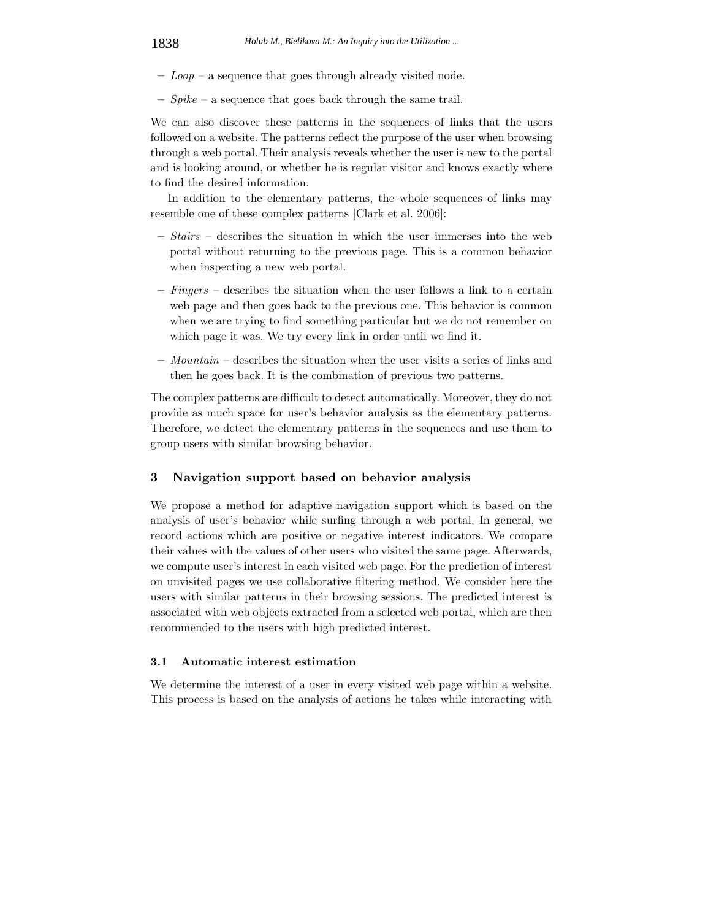- *Loop* – a sequence that goes through already visited node.
- *Spike* – a sequence that goes back through the same trail.

We can also discover these patterns in the sequences of links that the users followed on a website. The patterns reflect the purpose of the user when browsing through a web portal. Their analysis reveals whether the user is new to the portal and is looking around, or whether he is regular visitor and knows exactly where to find the desired information.

In addition to the elementary patterns, the whole sequences of links may resemble one of these complex patterns [Clark et al. 2006]:

- *Stairs* – describes the situation in which the user immerses into the web portal without returning to the previous page. This is a common behavior when inspecting a new web portal.
- *Fingers* – describes the situation when the user follows a link to a certain web page and then goes back to the previous one. This behavior is common when we are trying to find something particular but we do not remember on which page it was. We try every link in order until we find it.
- *Mountain* – describes the situation when the user visits a series of links and then he goes back. It is the combination of previous two patterns.

The complex patterns are difficult to detect automatically. Moreover, they do not provide as much space for user's behavior analysis as the elementary patterns. Therefore, we detect the elementary patterns in the sequences and use them to group users with similar browsing behavior.

## 3 Navigation support based on behavior analysis

We propose a method for adaptive navigation support which is based on the analysis of user's behavior while surfing through a web portal. In general, we record actions which are positive or negative interest indicators. We compare their values with the values of other users who visited the same page. Afterwards, we compute user's interest in each visited web page. For the prediction of interest on unvisited pages we use collaborative filtering method. We consider here the users with similar patterns in their browsing sessions. The predicted interest is associated with web objects extracted from a selected web portal, which are then recommended to the users with high predicted interest.

### 3.1 Automatic interest estimation

We determine the interest of a user in every visited web page within a website. This process is based on the analysis of actions he takes while interacting with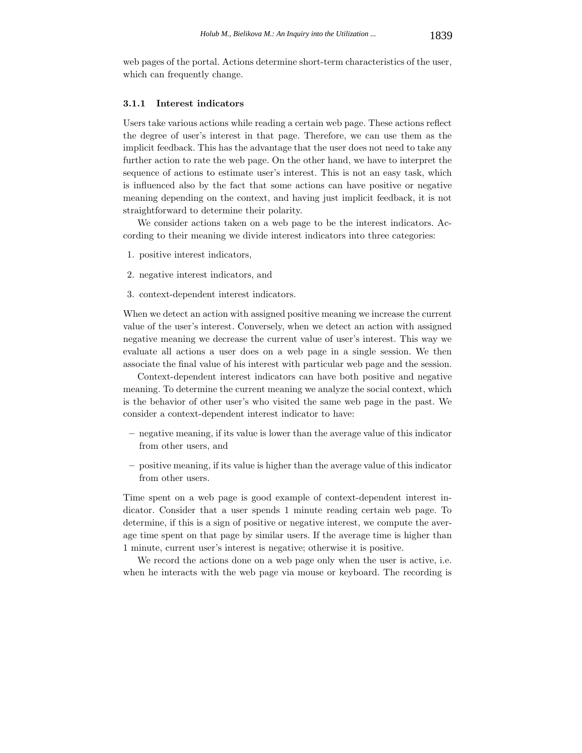web pages of the portal. Actions determine short-term characteristics of the user, which can frequently change.

#### 3.1.1 Interest indicators

Users take various actions while reading a certain web page. These actions reflect the degree of user's interest in that page. Therefore, we can use them as the implicit feedback. This has the advantage that the user does not need to take any further action to rate the web page. On the other hand, we have to interpret the sequence of actions to estimate user's interest. This is not an easy task, which is influenced also by the fact that some actions can have positive or negative meaning depending on the context, and having just implicit feedback, it is not straightforward to determine their polarity.

We consider actions taken on a web page to be the interest indicators. According to their meaning we divide interest indicators into three categories:

1. positive interest indicators,
2. negative interest indicators, and
3. context-dependent interest indicators.

When we detect an action with assigned positive meaning we increase the current value of the user's interest. Conversely, when we detect an action with assigned negative meaning we decrease the current value of user's interest. This way we evaluate all actions a user does on a web page in a single session. We then associate the final value of his interest with particular web page and the session.

Context-dependent interest indicators can have both positive and negative meaning. To determine the current meaning we analyze the social context, which is the behavior of other user's who visited the same web page in the past. We consider a context-dependent interest indicator to have:

– negative meaning, if its value is lower than the average value of this indicator from other users, and

– positive meaning, if its value is higher than the average value of this indicator from other users.

Time spent on a web page is good example of context-dependent interest indicator. Consider that a user spends 1 minute reading certain web page. To determine, if this is a sign of positive or negative interest, we compute the average time spent on that page by similar users. If the average time is higher than 1 minute, current user's interest is negative; otherwise it is positive.

We record the actions done on a web page only when the user is active, i.e. when he interacts with the web page via mouse or keyboard. The recording is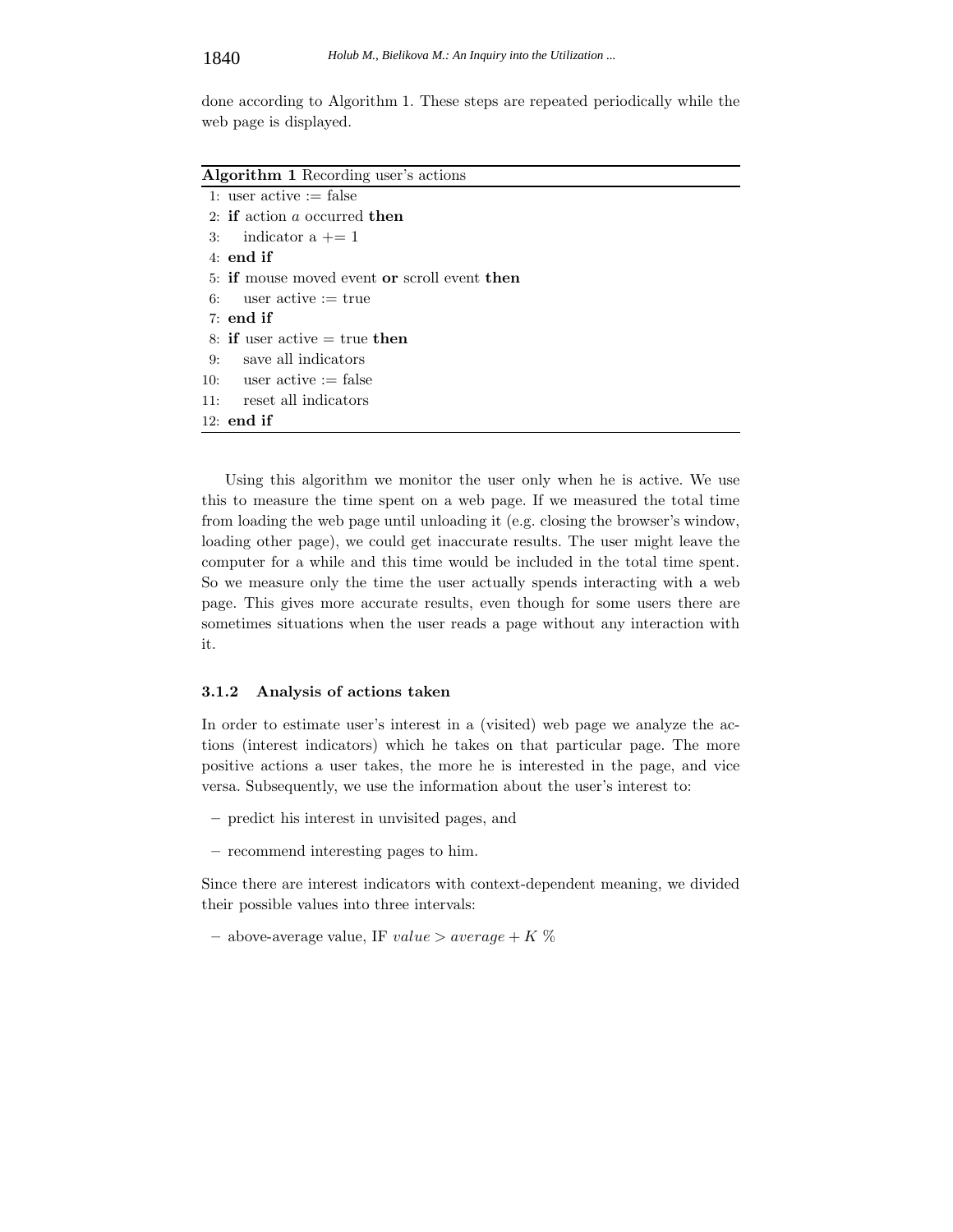done according to Algorithm 1. These steps are repeated periodically while the web page is displayed.

**Algorithm 1** Recording user's actions

```
1: user active := false
2: if action a occurred then
3:    indicator a += 1
4: end if
5: if mouse moved event or scroll event then
6:    user active := true
7: end if
8: if user active = true then
9:    save all indicators
10:   user active := false
11:   reset all indicators
12: end if
```

Using this algorithm we monitor the user only when he is active. We use this to measure the time spent on a web page. If we measured the total time from loading the web page until unloading it (e.g. closing the browser's window, loading other page), we could get inaccurate results. The user might leave the computer for a while and this time would be included in the total time spent. So we measure only the time the user actually spends interacting with a web page. This gives more accurate results, even though for some users there are sometimes situations when the user reads a page without any interaction with it.

#### 3.1.2 Analysis of actions taken

In order to estimate user's interest in a (visited) web page we analyze the actions (interest indicators) which he takes on that particular page. The more positive actions a user takes, the more he is interested in the page, and vice versa. Subsequently, we use the information about the user's interest to:

– predict his interest in unvisited pages, and

– recommend interesting pages to him.

Since there are interest indicators with context-dependent meaning, we divided their possible values into three intervals:

– above-average value, IF $value > average + K$ %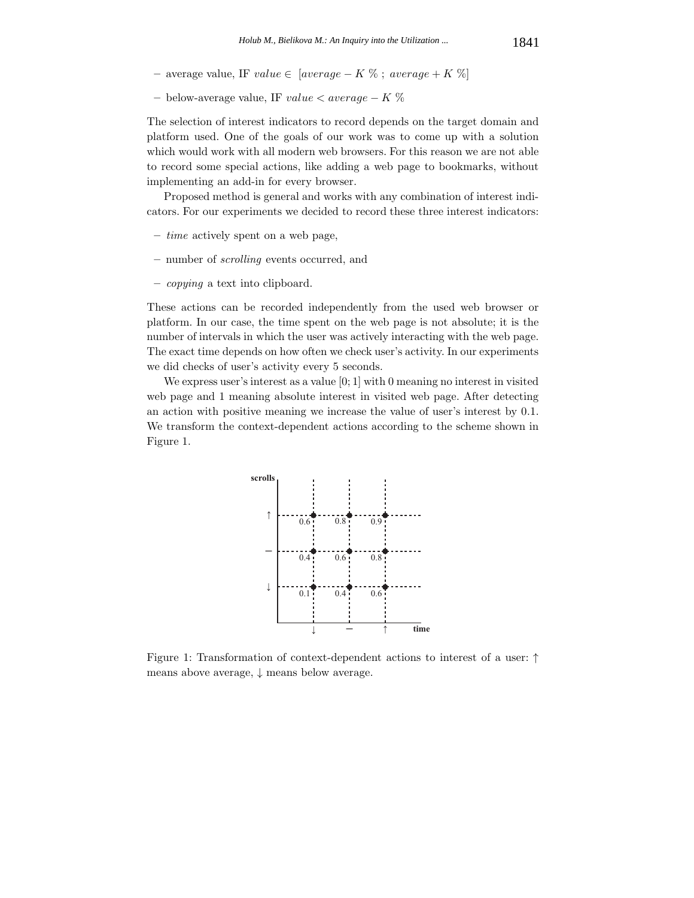– average value, IF $value \in [average - K\ \%\ ;\ average + K\ \%]$

– below-average value, IF $value < average - K\ \%$

The selection of interest indicators to record depends on the target domain and platform used. One of the goals of our work was to come up with a solution which would work with all modern web browsers. For this reason we are not able to record some special actions, like adding a web page to bookmarks, without implementing an add-in for every browser.

Proposed method is general and works with any combination of interest indicators. For our experiments we decided to record these three interest indicators:

– *time* actively spent on a web page,

– number of *scrolling* events occurred, and

– *copying* a text into clipboard.

These actions can be recorded independently from the used web browser or platform. In our case, the time spent on the web page is not absolute; it is the number of intervals in which the user was actively interacting with the web page. The exact time depends on how often we check user's activity. In our experiments we did checks of user's activity every 5 seconds.

We express user's interest as a value $[0; 1]$ with 0 meaning no interest in visited web page and 1 meaning absolute interest in visited web page. After detecting an action with positive meaning we increase the value of user's interest by 0.1. We transform the context-dependent actions according to the scheme shown in Figure 1.

| scrolls \ time | ↓ | – | ↑ |
| --- | --- | --- | --- |
| ↑ | 0.6 | 0.8 | 0.9 |
| – | 0.4 | 0.6 | 0.8 |
| ↓ | 0.1 | 0.4 | 0.6 |

Figure 1: Transformation of context-dependent actions to interest of a user: ↑ means above average, ↓ means below average.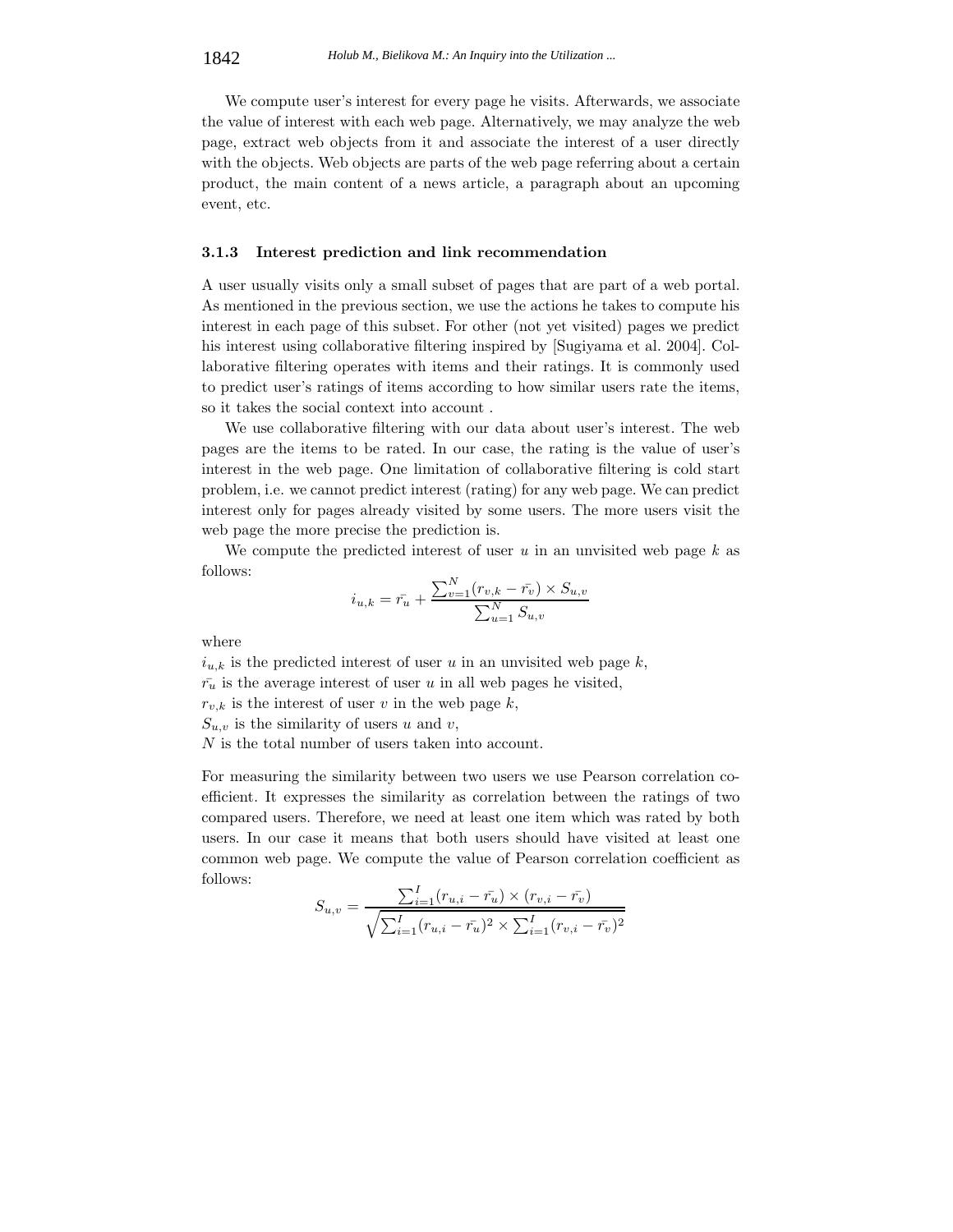We compute user's interest for every page he visits. Afterwards, we associate the value of interest with each web page. Alternatively, we may analyze the web page, extract web objects from it and associate the interest of a user directly with the objects. Web objects are parts of the web page referring about a certain product, the main content of a news article, a paragraph about an upcoming event, etc.

### 3.1.3 Interest prediction and link recommendation

A user usually visits only a small subset of pages that are part of a web portal. As mentioned in the previous section, we use the actions he takes to compute his interest in each page of this subset. For other (not yet visited) pages we predict his interest using collaborative filtering inspired by [Sugiyama et al. 2004]. Collaborative filtering operates with items and their ratings. It is commonly used to predict user's ratings of items according to how similar users rate the items, so it takes the social context into account .

We use collaborative filtering with our data about user's interest. The web pages are the items to be rated. In our case, the rating is the value of user's interest in the web page. One limitation of collaborative filtering is cold start problem, i.e. we cannot predict interest (rating) for any web page. We can predict interest only for pages already visited by some users. The more users visit the web page the more precise the prediction is.

We compute the predicted interest of user $u$ in an unvisited web page $k$ as follows:

$$i_{u,k} = \bar{r_u} + \frac{\sum_{v=1}^{N}(r_{v,k} - \bar{r_v}) \times S_{u,v}}{\sum_{u=1}^{N} S_{u,v}}$$

where

$i_{u,k}$ is the predicted interest of user $u$ in an unvisited web page $k$,
$\bar{r_u}$ is the average interest of user $u$ in all web pages he visited,
$r_{v,k}$ is the interest of user $v$ in the web page $k$,
$S_{u,v}$ is the similarity of users $u$ and $v$,
$N$ is the total number of users taken into account.

For measuring the similarity between two users we use Pearson correlation coefficient. It expresses the similarity as correlation between the ratings of two compared users. Therefore, we need at least one item which was rated by both users. In our case it means that both users should have visited at least one common web page. We compute the value of Pearson correlation coefficient as follows:

$$S_{u,v} = \frac{\sum_{i=1}^{I}(r_{u,i} - \bar{r_u}) \times (r_{v,i} - \bar{r_v})}{\sqrt{\sum_{i=1}^{I}(r_{u,i} - \bar{r_u})^2 \times \sum_{i=1}^{I}(r_{v,i} - \bar{r_v})^2}}$$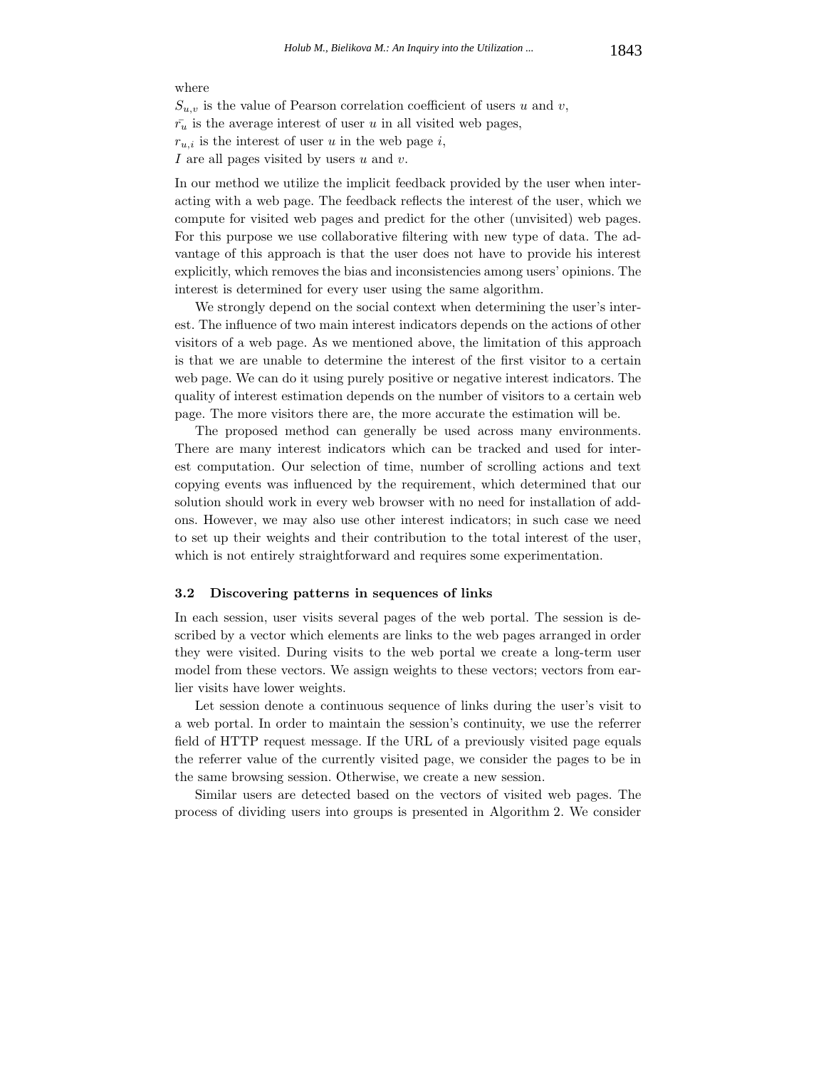where

$S_{u,v}$ is the value of Pearson correlation coefficient of users $u$ and $v$,

$\bar{r_u}$ is the average interest of user $u$ in all visited web pages,

$r_{u,i}$ is the interest of user $u$ in the web page $i$,

$I$ are all pages visited by users $u$ and $v$.

In our method we utilize the implicit feedback provided by the user when interacting with a web page. The feedback reflects the interest of the user, which we compute for visited web pages and predict for the other (unvisited) web pages. For this purpose we use collaborative filtering with new type of data. The advantage of this approach is that the user does not have to provide his interest explicitly, which removes the bias and inconsistencies among users' opinions. The interest is determined for every user using the same algorithm.

We strongly depend on the social context when determining the user's interest. The influence of two main interest indicators depends on the actions of other visitors of a web page. As we mentioned above, the limitation of this approach is that we are unable to determine the interest of the first visitor to a certain web page. We can do it using purely positive or negative interest indicators. The quality of interest estimation depends on the number of visitors to a certain web page. The more visitors there are, the more accurate the estimation will be.

The proposed method can generally be used across many environments. There are many interest indicators which can be tracked and used for interest computation. Our selection of time, number of scrolling actions and text copying events was influenced by the requirement, which determined that our solution should work in every web browser with no need for installation of addons. However, we may also use other interest indicators; in such case we need to set up their weights and their contribution to the total interest of the user, which is not entirely straightforward and requires some experimentation.

### 3.2 Discovering patterns in sequences of links

In each session, user visits several pages of the web portal. The session is described by a vector which elements are links to the web pages arranged in order they were visited. During visits to the web portal we create a long-term user model from these vectors. We assign weights to these vectors; vectors from earlier visits have lower weights.

Let session denote a continuous sequence of links during the user's visit to a web portal. In order to maintain the session's continuity, we use the referrer field of HTTP request message. If the URL of a previously visited page equals the referrer value of the currently visited page, we consider the pages to be in the same browsing session. Otherwise, we create a new session.

Similar users are detected based on the vectors of visited web pages. The process of dividing users into groups is presented in Algorithm 2. We consider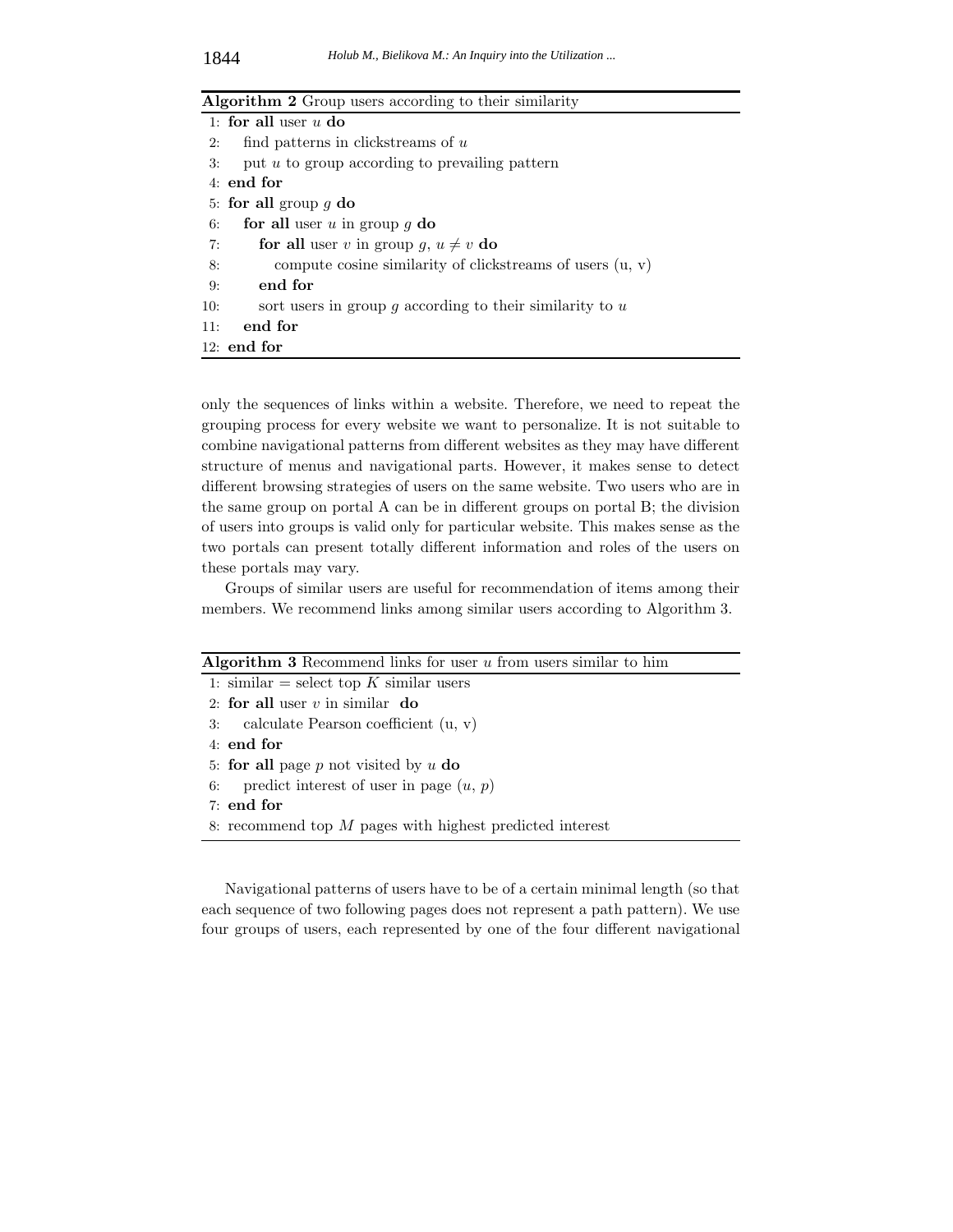**Algorithm 2** Group users according to their similarity

```
1: for all user u do
2:    find patterns in clickstreams of u
3:    put u to group according to prevailing pattern
4: end for
5: for all group g do
6:    for all user u in group g do
7:       for all user v in group g, u ≠ v do
8:          compute cosine similarity of clickstreams of users (u, v)
9:       end for
10:      sort users in group g according to their similarity to u
11:   end for
12: end for
```

only the sequences of links within a website. Therefore, we need to repeat the grouping process for every website we want to personalize. It is not suitable to combine navigational patterns from different websites as they may have different structure of menus and navigational parts. However, it makes sense to detect different browsing strategies of users on the same website. Two users who are in the same group on portal A can be in different groups on portal B; the division of users into groups is valid only for particular website. This makes sense as the two portals can present totally different information and roles of the users on these portals may vary.

Groups of similar users are useful for recommendation of items among their members. We recommend links among similar users according to Algorithm 3.

**Algorithm 3** Recommend links for user $u$ from users similar to him

```
1: similar = select top K similar users
2: for all user v in similar do
3:    calculate Pearson coefficient (u, v)
4: end for
5: for all page p not visited by u do
6:    predict interest of user in page (u, p)
7: end for
8: recommend top M pages with highest predicted interest
```

Navigational patterns of users have to be of a certain minimal length (so that each sequence of two following pages does not represent a path pattern). We use four groups of users, each represented by one of the four different navigational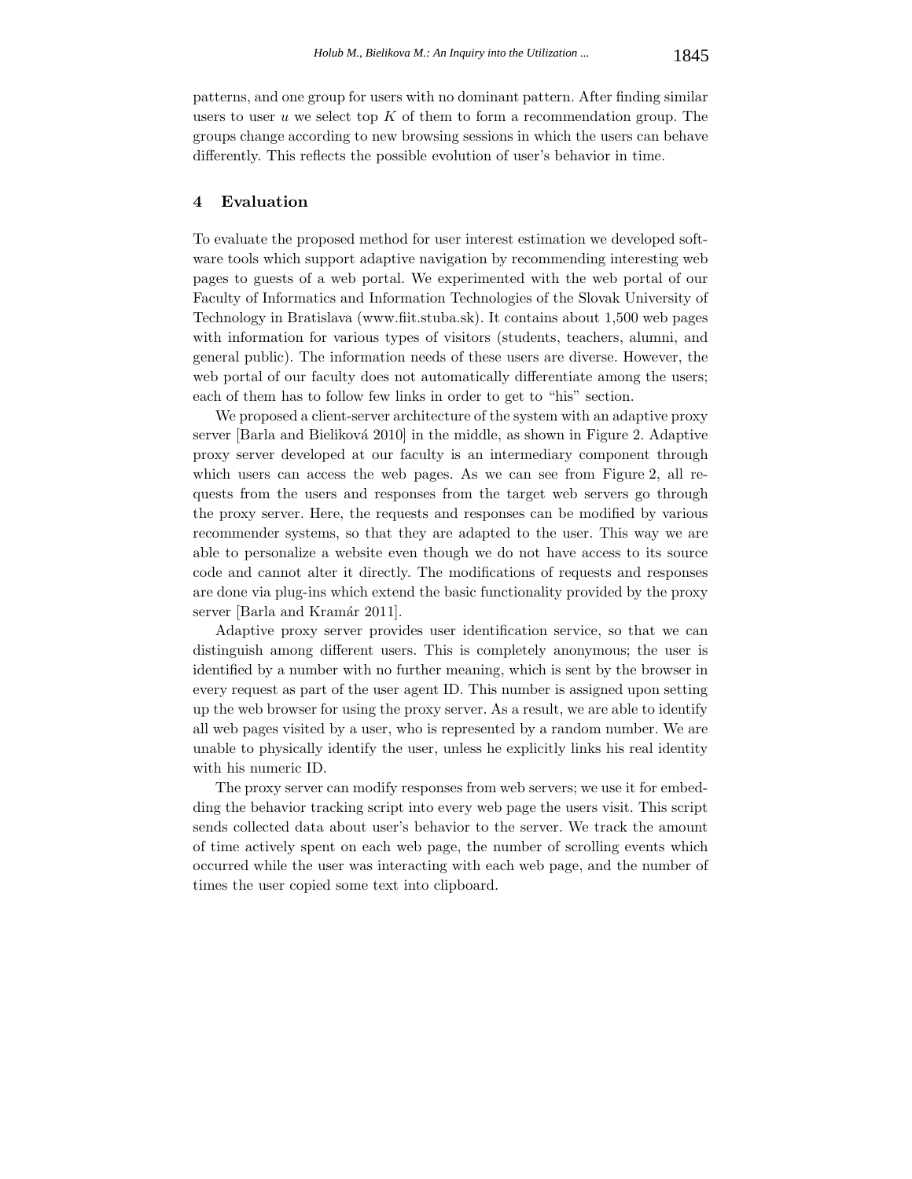patterns, and one group for users with no dominant pattern. After finding similar users to user $u$ we select top $K$ of them to form a recommendation group. The groups change according to new browsing sessions in which the users can behave differently. This reflects the possible evolution of user's behavior in time.

## 4 Evaluation

To evaluate the proposed method for user interest estimation we developed software tools which support adaptive navigation by recommending interesting web pages to guests of a web portal. We experimented with the web portal of our Faculty of Informatics and Information Technologies of the Slovak University of Technology in Bratislava (www.fiit.stuba.sk). It contains about 1,500 web pages with information for various types of visitors (students, teachers, alumni, and general public). The information needs of these users are diverse. However, the web portal of our faculty does not automatically differentiate among the users; each of them has to follow few links in order to get to "his" section.

We proposed a client-server architecture of the system with an adaptive proxy server [Barla and Bieliková 2010] in the middle, as shown in Figure 2. Adaptive proxy server developed at our faculty is an intermediary component through which users can access the web pages. As we can see from Figure 2, all requests from the users and responses from the target web servers go through the proxy server. Here, the requests and responses can be modified by various recommender systems, so that they are adapted to the user. This way we are able to personalize a website even though we do not have access to its source code and cannot alter it directly. The modifications of requests and responses are done via plug-ins which extend the basic functionality provided by the proxy server [Barla and Kramár 2011].

Adaptive proxy server provides user identification service, so that we can distinguish among different users. This is completely anonymous; the user is identified by a number with no further meaning, which is sent by the browser in every request as part of the user agent ID. This number is assigned upon setting up the web browser for using the proxy server. As a result, we are able to identify all web pages visited by a user, who is represented by a random number. We are unable to physically identify the user, unless he explicitly links his real identity with his numeric ID.

The proxy server can modify responses from web servers; we use it for embedding the behavior tracking script into every web page the users visit. This script sends collected data about user's behavior to the server. We track the amount of time actively spent on each web page, the number of scrolling events which occurred while the user was interacting with each web page, and the number of times the user copied some text into clipboard.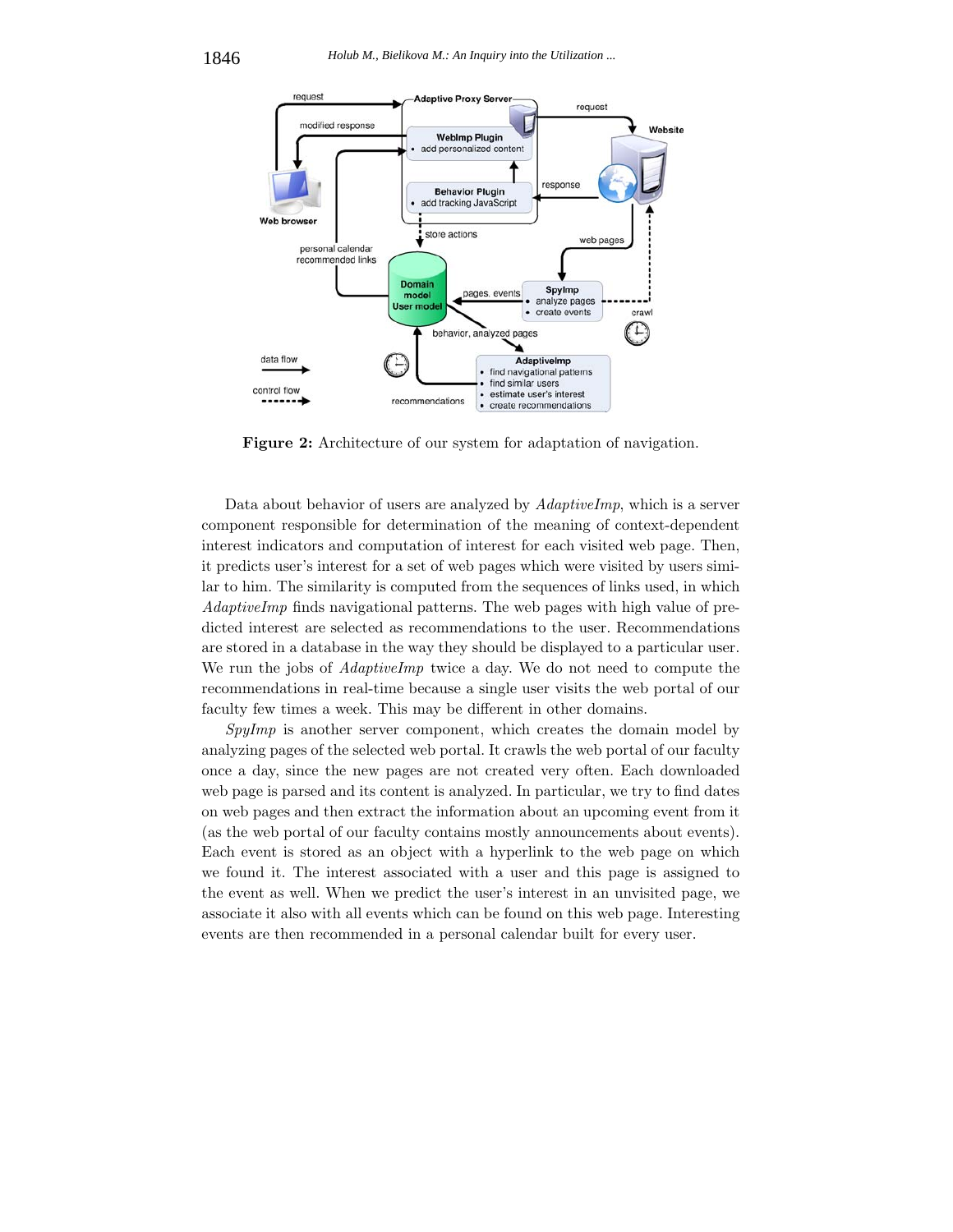**Figure 2:** Architecture of our system for adaptation of navigation.

Data about behavior of users are analyzed by *AdaptiveImp*, which is a server component responsible for determination of the meaning of context-dependent interest indicators and computation of interest for each visited web page. Then, it predicts user's interest for a set of web pages which were visited by users similar to him. The similarity is computed from the sequences of links used, in which *AdaptiveImp* finds navigational patterns. The web pages with high value of predicted interest are selected as recommendations to the user. Recommendations are stored in a database in the way they should be displayed to a particular user. We run the jobs of *AdaptiveImp* twice a day. We do not need to compute the recommendations in real-time because a single user visits the web portal of our faculty few times a week. This may be different in other domains.

*SpyImp* is another server component, which creates the domain model by analyzing pages of the selected web portal. It crawls the web portal of our faculty once a day, since the new pages are not created very often. Each downloaded web page is parsed and its content is analyzed. In particular, we try to find dates on web pages and then extract the information about an upcoming event from it (as the web portal of our faculty contains mostly announcements about events). Each event is stored as an object with a hyperlink to the web page on which we found it. The interest associated with a user and this page is assigned to the event as well. When we predict the user's interest in an unvisited page, we associate it also with all events which can be found on this web page. Interesting events are then recommended in a personal calendar built for every user.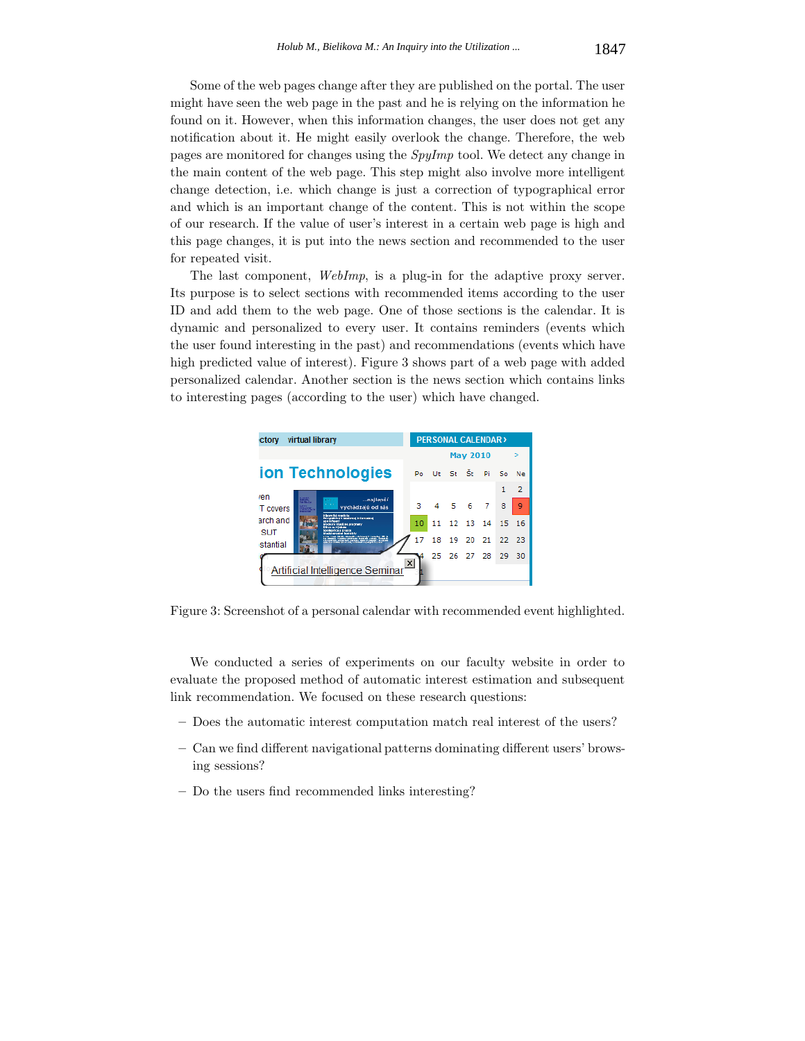Some of the web pages change after they are published on the portal. The user might have seen the web page in the past and he is relying on the information he found on it. However, when this information changes, the user does not get any notification about it. He might easily overlook the change. Therefore, the web pages are monitored for changes using the *SpyImp* tool. We detect any change in the main content of the web page. This step might also involve more intelligent change detection, i.e. which change is just a correction of typographical error and which is an important change of the content. This is not within the scope of our research. If the value of user's interest in a certain web page is high and this page changes, it is put into the news section and recommended to the user for repeated visit.

The last component, *WebImp*, is a plug-in for the adaptive proxy server. Its purpose is to select sections with recommended items according to the user ID and add them to the web page. One of those sections is the calendar. It is dynamic and personalized to every user. It contains reminders (events which the user found interesting in the past) and recommendations (events which have high predicted value of interest). Figure 3 shows part of a web page with added personalized calendar. Another section is the news section which contains links to interesting pages (according to the user) which have changed.

Figure 3: Screenshot of a personal calendar with recommended event highlighted.

We conducted a series of experiments on our faculty website in order to evaluate the proposed method of automatic interest estimation and subsequent link recommendation. We focused on these research questions:

- Does the automatic interest computation match real interest of the users?
- Can we find different navigational patterns dominating different users' browsing sessions?
- Do the users find recommended links interesting?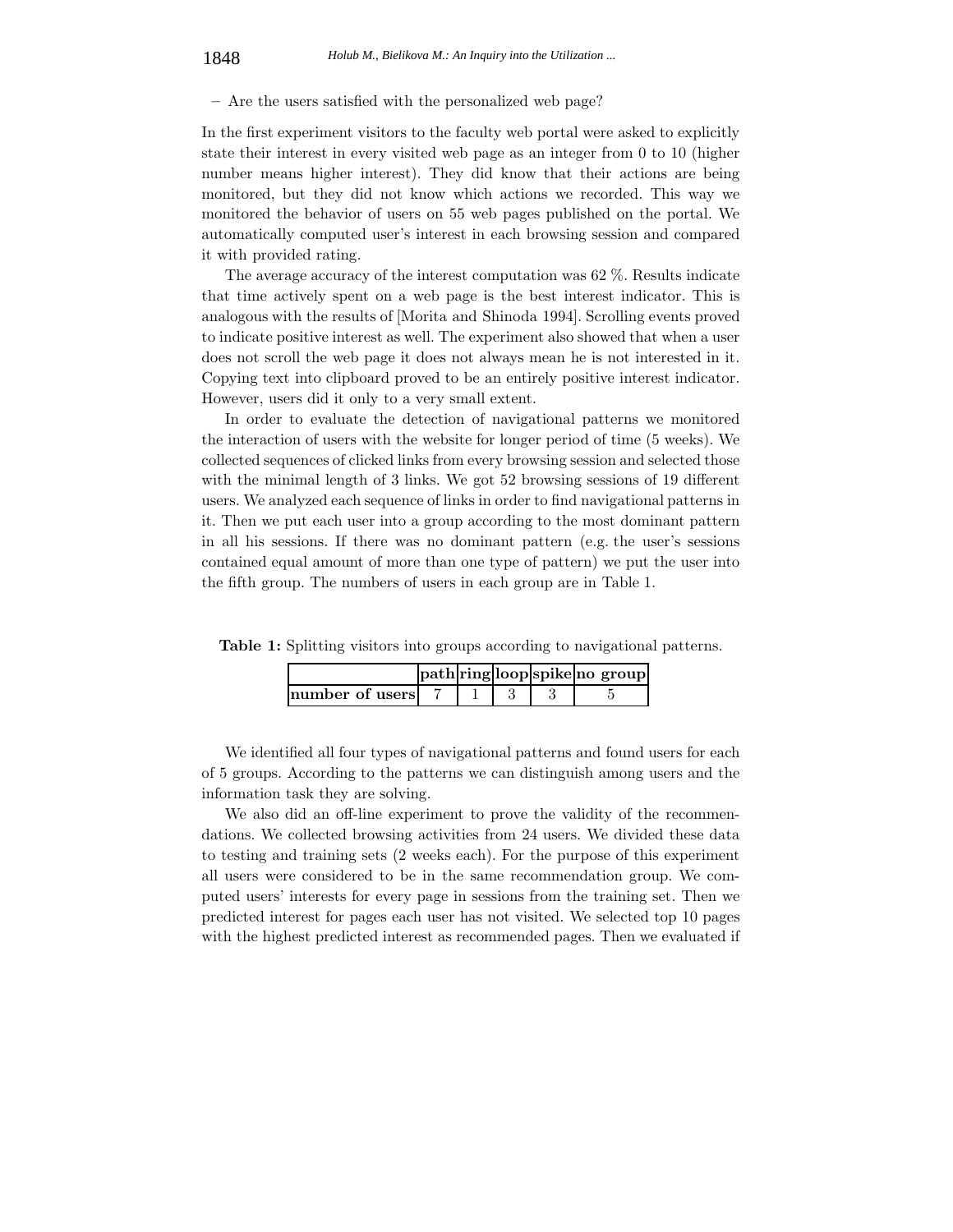– Are the users satisfied with the personalized web page?

In the first experiment visitors to the faculty web portal were asked to explicitly state their interest in every visited web page as an integer from 0 to 10 (higher number means higher interest). They did know that their actions are being monitored, but they did not know which actions we recorded. This way we monitored the behavior of users on 55 web pages published on the portal. We automatically computed user's interest in each browsing session and compared it with provided rating.

The average accuracy of the interest computation was 62 %. Results indicate that time actively spent on a web page is the best interest indicator. This is analogous with the results of [Morita and Shinoda 1994]. Scrolling events proved to indicate positive interest as well. The experiment also showed that when a user does not scroll the web page it does not always mean he is not interested in it. Copying text into clipboard proved to be an entirely positive interest indicator. However, users did it only to a very small extent.

In order to evaluate the detection of navigational patterns we monitored the interaction of users with the website for longer period of time (5 weeks). We collected sequences of clicked links from every browsing session and selected those with the minimal length of 3 links. We got 52 browsing sessions of 19 different users. We analyzed each sequence of links in order to find navigational patterns in it. Then we put each user into a group according to the most dominant pattern in all his sessions. If there was no dominant pattern (e.g. the user's sessions contained equal amount of more than one type of pattern) we put the user into the fifth group. The numbers of users in each group are in Table 1.

**Table 1:** Splitting visitors into groups according to navigational patterns.

| | **path** | **ring** | **loop** | **spike** | **no group** |
|---|---|---|---|---|---|
| **number of users** | 7 | 1 | 3 | 3 | 5 |

We identified all four types of navigational patterns and found users for each of 5 groups. According to the patterns we can distinguish among users and the information task they are solving.

We also did an off-line experiment to prove the validity of the recommendations. We collected browsing activities from 24 users. We divided these data to testing and training sets (2 weeks each). For the purpose of this experiment all users were considered to be in the same recommendation group. We computed users' interests for every page in sessions from the training set. Then we predicted interest for pages each user has not visited. We selected top 10 pages with the highest predicted interest as recommended pages. Then we evaluated if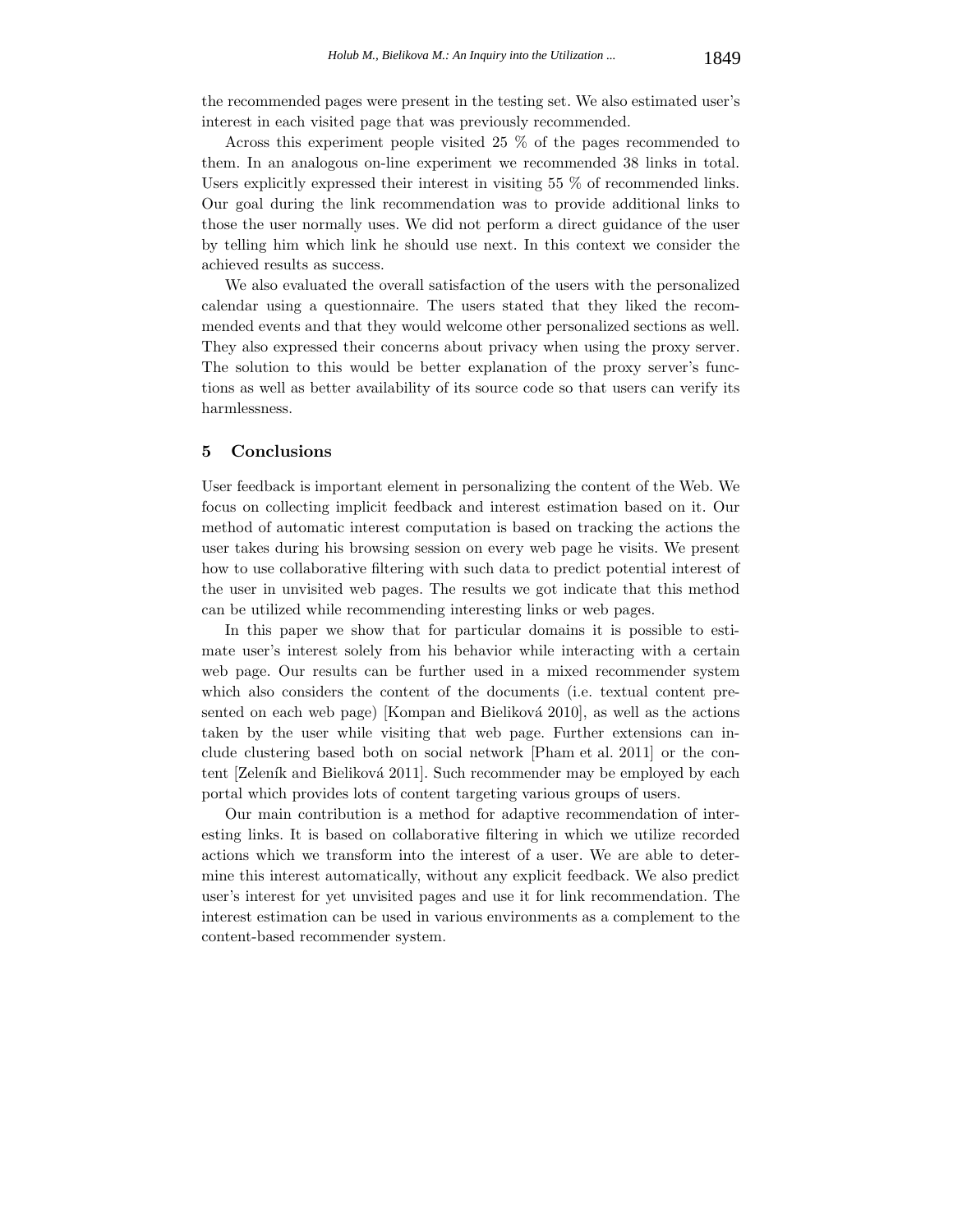the recommended pages were present in the testing set. We also estimated user's interest in each visited page that was previously recommended.

Across this experiment people visited 25 % of the pages recommended to them. In an analogous on-line experiment we recommended 38 links in total. Users explicitly expressed their interest in visiting 55 % of recommended links. Our goal during the link recommendation was to provide additional links to those the user normally uses. We did not perform a direct guidance of the user by telling him which link he should use next. In this context we consider the achieved results as success.

We also evaluated the overall satisfaction of the users with the personalized calendar using a questionnaire. The users stated that they liked the recommended events and that they would welcome other personalized sections as well. They also expressed their concerns about privacy when using the proxy server. The solution to this would be better explanation of the proxy server's functions as well as better availability of its source code so that users can verify its harmlessness.

## 5 Conclusions

User feedback is important element in personalizing the content of the Web. We focus on collecting implicit feedback and interest estimation based on it. Our method of automatic interest computation is based on tracking the actions the user takes during his browsing session on every web page he visits. We present how to use collaborative filtering with such data to predict potential interest of the user in unvisited web pages. The results we got indicate that this method can be utilized while recommending interesting links or web pages.

In this paper we show that for particular domains it is possible to estimate user's interest solely from his behavior while interacting with a certain web page. Our results can be further used in a mixed recommender system which also considers the content of the documents (i.e. textual content presented on each web page) [Kompan and Bieliková 2010], as well as the actions taken by the user while visiting that web page. Further extensions can include clustering based both on social network [Pham et al. 2011] or the content [Zelením and Bieliková 2011]. Such recommender may be employed by each portal which provides lots of content targeting various groups of users.

Our main contribution is a method for adaptive recommendation of interesting links. It is based on collaborative filtering in which we utilize recorded actions which we transform into the interest of a user. We are able to determine this interest automatically, without any explicit feedback. We also predict user's interest for yet unvisited pages and use it for link recommendation. The interest estimation can be used in various environments as a complement to the content-based recommender system.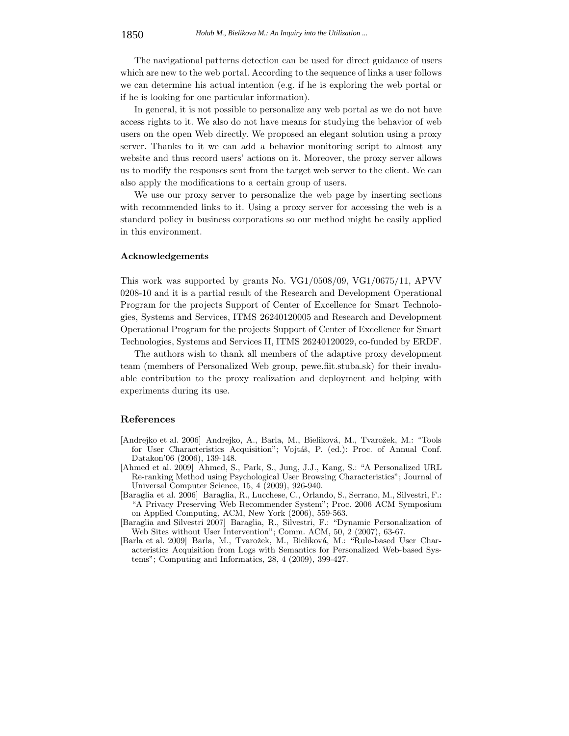The navigational patterns detection can be used for direct guidance of users which are new to the web portal. According to the sequence of links a user follows we can determine his actual intention (e.g. if he is exploring the web portal or if he is looking for one particular information).

In general, it is not possible to personalize any web portal as we do not have access rights to it. We also do not have means for studying the behavior of web users on the open Web directly. We proposed an elegant solution using a proxy server. Thanks to it we can add a behavior monitoring script to almost any website and thus record users' actions on it. Moreover, the proxy server allows us to modify the responses sent from the target web server to the client. We can also apply the modifications to a certain group of users.

We use our proxy server to personalize the web page by inserting sections with recommended links to it. Using a proxy server for accessing the web is a standard policy in business corporations so our method might be easily applied in this environment.

## Acknowledgements

This work was supported by grants No. VG1/0508/09, VG1/0675/11, APVV 0208-10 and it is a partial result of the Research and Development Operational Program for the projects Support of Center of Excellence for Smart Technologies, Systems and Services, ITMS 26240120005 and Research and Development Operational Program for the projects Support of Center of Excellence for Smart Technologies, Systems and Services II, ITMS 26240120029, co-funded by ERDF.

The authors wish to thank all members of the adaptive proxy development team (members of Personalized Web group, pewe.fiit.stuba.sk) for their invaluable contribution to the proxy realization and deployment and helping with experiments during its use.

## References

[Andrejko et al. 2006] Andrejko, A., Barla, M., Bieliková, M., Tvarožek, M.: "Tools for User Characteristics Acquisition"; Vojtáš, P. (ed.): Proc. of Annual Conf. Datakon'06 (2006), 139-148.

[Ahmed et al. 2009] Ahmed, S., Park, S., Jung, J.J., Kang, S.: "A Personalized URL Re-ranking Method using Psychological User Browsing Characteristics"; Journal of Universal Computer Science, 15, 4 (2009), 926-940.

[Baraglia et al. 2006] Baraglia, R., Lucchese, C., Orlando, S., Serrano, M., Silvestri, F.: "A Privacy Preserving Web Recommender System"; Proc. 2006 ACM Symposium on Applied Computing, ACM, New York (2006), 559-563.

[Baraglia and Silvestri 2007] Baraglia, R., Silvestri, F.: "Dynamic Personalization of Web Sites without User Intervention"; Comm. ACM, 50, 2 (2007), 63-67.

[Barla et al. 2009] Barla, M., Tvarožek, M., Bieliková, M.: "Rule-based User Characteristics Acquisition from Logs with Semantics for Personalized Web-based Systems"; Computing and Informatics, 28, 4 (2009), 399-427.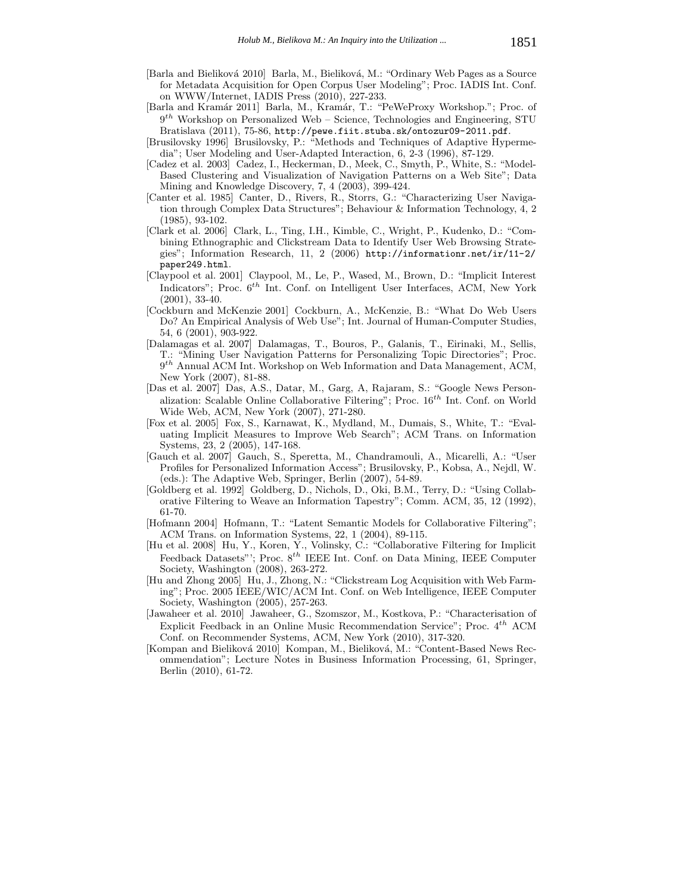[Barla and Bieliková 2010] Barla, M., Bieliková, M.: "Ordinary Web Pages as a Source for Metadata Acquisition for Open Corpus User Modeling"; Proc. IADIS Int. Conf. on WWW/Internet, IADIS Press (2010), 227-233.

[Barla and Kramár 2011] Barla, M., Kramár, T.: "PeWeProxy Workshop."; Proc. of $9^{th}$ Workshop on Personalized Web – Science, Technologies and Engineering, STU Bratislava (2011), 75-86, `http://pewe.fiit.stuba.sk/ontozur09-2011.pdf`.

[Brusilovsky 1996] Brusilovsky, P.: "Methods and Techniques of Adaptive Hypermedia"; User Modeling and User-Adapted Interaction, 6, 2-3 (1996), 87-129.

[Cadez et al. 2003] Cadez, I., Heckerman, D., Meek, C., Smyth, P., White, S.: "Model-Based Clustering and Visualization of Navigation Patterns on a Web Site"; Data Mining and Knowledge Discovery, 7, 4 (2003), 399-424.

[Canter et al. 1985] Canter, D., Rivers, R., Storrs, G.: "Characterizing User Navigation through Complex Data Structures"; Behaviour & Information Technology, 4, 2 (1985), 93-102.

[Clark et al. 2006] Clark, L., Ting, I.H., Kimble, C., Wright, P., Kudenko, D.: "Combining Ethnographic and Clickstream Data to Identify User Web Browsing Strategies"; Information Research, 11, 2 (2006) `http://informationr.net/ir/11-2/paper249.html`.

[Claypool et al. 2001] Claypool, M., Le, P., Wased, M., Brown, D.: "Implicit Interest Indicators"; Proc. $6^{th}$ Int. Conf. on Intelligent User Interfaces, ACM, New York (2001), 33-40.

[Cockburn and McKenzie 2001] Cockburn, A., McKenzie, B.: "What Do Web Users Do? An Empirical Analysis of Web Use"; Int. Journal of Human-Computer Studies, 54, 6 (2001), 903-922.

[Dalamagas et al. 2007] Dalamagas, T., Bouros, P., Galanis, T., Eirinaki, M., Sellis, T.: "Mining User Navigation Patterns for Personalizing Topic Directories"; Proc. $9^{th}$ Annual ACM Int. Workshop on Web Information and Data Management, ACM, New York (2007), 81-88.

[Das et al. 2007] Das, A.S., Datar, M., Garg, A, Rajaram, S.: "Google News Personalization: Scalable Online Collaborative Filtering"; Proc. $16^{th}$ Int. Conf. on World Wide Web, ACM, New York (2007), 271-280.

[Fox et al. 2005] Fox, S., Karnawat, K., Mydland, M., Dumais, S., White, T.: "Evaluating Implicit Measures to Improve Web Search"; ACM Trans. on Information Systems, 23, 2 (2005), 147-168.

[Gauch et al. 2007] Gauch, S., Speretta, M., Chandramouli, A., Micarelli, A.: "User Profiles for Personalized Information Access"; Brusilovsky, P., Kobsa, A., Nejdl, W. (eds.): The Adaptive Web, Springer, Berlin (2007), 54-89.

[Goldberg et al. 1992] Goldberg, D., Nichols, D., Oki, B.M., Terry, D.: "Using Collaborative Filtering to Weave an Information Tapestry"; Comm. ACM, 35, 12 (1992), 61-70.

[Hofmann 2004] Hofmann, T.: "Latent Semantic Models for Collaborative Filtering"; ACM Trans. on Information Systems, 22, 1 (2004), 89-115.

[Hu et al. 2008] Hu, Y., Koren, Y., Volinsky, C.: "Collaborative Filtering for Implicit Feedback Datasets"'; Proc. $8^{th}$ IEEE Int. Conf. on Data Mining, IEEE Computer Society, Washington (2008), 263-272.

[Hu and Zhong 2005] Hu, J., Zhong, N.: "Clickstream Log Acquisition with Web Farming"; Proc. 2005 IEEE/WIC/ACM Int. Conf. on Web Intelligence, IEEE Computer Society, Washington (2005), 257-263.

[Jawaheer et al. 2010] Jawaheer, G., Szomszor, M., Kostkova, P.: "Characterisation of Explicit Feedback in an Online Music Recommendation Service"; Proc. $4^{th}$ ACM Conf. on Recommender Systems, ACM, New York (2010), 317-320.

[Kompan and Bieliková 2010] Kompan, M., Bieliková, M.: "Content-Based News Recommendation"; Lecture Notes in Business Information Processing, 61, Springer, Berlin (2010), 61-72.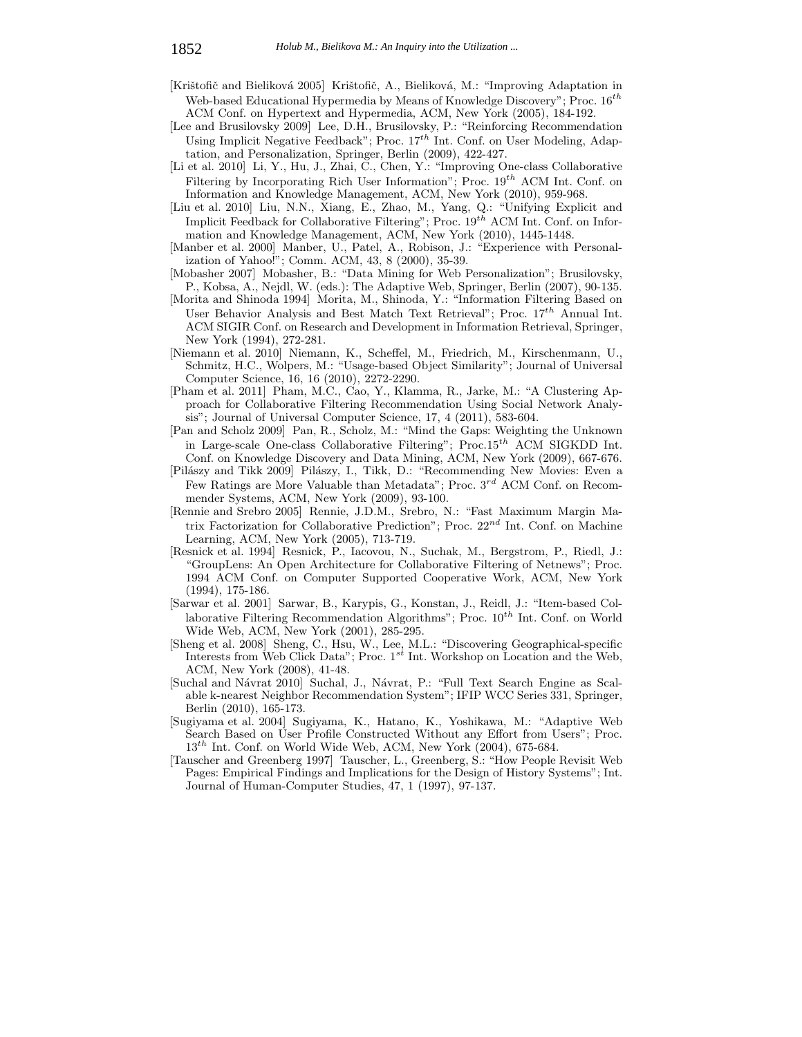[Krištofič and Bieliková 2005] Krištofič, A., Bieliková, M.: "Improving Adaptation in Web-based Educational Hypermedia by Means of Knowledge Discovery"; Proc. $16^{th}$ ACM Conf. on Hypertext and Hypermedia, ACM, New York (2005), 184-192.

[Lee and Brusilovsky 2009] Lee, D.H., Brusilovsky, P.: "Reinforcing Recommendation Using Implicit Negative Feedback"; Proc. $17^{th}$ Int. Conf. on User Modeling, Adaptation, and Personalization, Springer, Berlin (2009), 422-427.

[Li et al. 2010] Li, Y., Hu, J., Zhai, C., Chen, Y.: "Improving One-class Collaborative Filtering by Incorporating Rich User Information"; Proc. $19^{th}$ ACM Int. Conf. on Information and Knowledge Management, ACM, New York (2010), 959-968.

[Liu et al. 2010] Liu, N.N., Xiang, E., Zhao, M., Yang, Q.: "Unifying Explicit and Implicit Feedback for Collaborative Filtering"; Proc. $19^{th}$ ACM Int. Conf. on Information and Knowledge Management, ACM, New York (2010), 1445-1448.

[Manber et al. 2000] Manber, U., Patel, A., Robison, J.: "Experience with Personalization of Yahoo!"; Comm. ACM, 43, 8 (2000), 35-39.

[Mobasher 2007] Mobasher, B.: "Data Mining for Web Personalization"; Brusilovsky, P., Kobsa, A., Nejdl, W. (eds.): The Adaptive Web, Springer, Berlin (2007), 90-135.

[Morita and Shinoda 1994] Morita, M., Shinoda, Y.: "Information Filtering Based on User Behavior Analysis and Best Match Text Retrieval"; Proc. $17^{th}$ Annual Int. ACM SIGIR Conf. on Research and Development in Information Retrieval, Springer, New York (1994), 272-281.

[Niemann et al. 2010] Niemann, K., Scheffel, M., Friedrich, M., Kirschenmann, U., Schmitz, H.C., Wolpers, M.: "Usage-based Object Similarity"; Journal of Universal Computer Science, 16, 16 (2010), 2272-2290.

[Pham et al. 2011] Pham, M.C., Cao, Y., Klamma, R., Jarke, M.: "A Clustering Approach for Collaborative Filtering Recommendation Using Social Network Analysis"; Journal of Universal Computer Science, 17, 4 (2011), 583-604.

[Pan and Scholz 2009] Pan, R., Scholz, M.: "Mind the Gaps: Weighting the Unknown in Large-scale One-class Collaborative Filtering"; Proc.$15^{th}$ ACM SIGKDD Int. Conf. on Knowledge Discovery and Data Mining, ACM, New York (2009), 667-676.

[Pilászy and Tikk 2009] Pilászy, I., Tikk, D.: "Recommending New Movies: Even a Few Ratings are More Valuable than Metadata"; Proc. $3^{rd}$ ACM Conf. on Recommender Systems, ACM, New York (2009), 93-100.

[Rennie and Srebro 2005] Rennie, J.D.M., Srebro, N.: "Fast Maximum Margin Matrix Factorization for Collaborative Prediction"; Proc. $22^{nd}$ Int. Conf. on Machine Learning, ACM, New York (2005), 713-719.

[Resnick et al. 1994] Resnick, P., Iacovou, N., Suchak, M., Bergstrom, P., Riedl, J.: "GroupLens: An Open Architecture for Collaborative Filtering of Netnews"; Proc. 1994 ACM Conf. on Computer Supported Cooperative Work, ACM, New York (1994), 175-186.

[Sarwar et al. 2001] Sarwar, B., Karypis, G., Konstan, J., Reidl, J.: "Item-based Collaborative Filtering Recommendation Algorithms"; Proc. $10^{th}$ Int. Conf. on World Wide Web, ACM, New York (2001), 285-295.

[Sheng et al. 2008] Sheng, C., Hsu, W., Lee, M.L.: "Discovering Geographical-specific Interests from Web Click Data"; Proc. $1^{st}$ Int. Workshop on Location and the Web, ACM, New York (2008), 41-48.

[Suchal and Návrat 2010] Suchal, J., Návrat, P.: "Full Text Search Engine as Scalable k-nearest Neighbor Recommendation System"; IFIP WCC Series 331, Springer, Berlin (2010), 165-173.

[Sugiyama et al. 2004] Sugiyama, K., Hatano, K., Yoshikawa, M.: "Adaptive Web Search Based on User Profile Constructed Without any Effort from Users"; Proc. $13^{th}$ Int. Conf. on World Wide Web, ACM, New York (2004), 675-684.

[Tauscher and Greenberg 1997] Tauscher, L., Greenberg, S.: "How People Revisit Web Pages: Empirical Findings and Implications for the Design of History Systems"; Int. Journal of Human-Computer Studies, 47, 1 (1997), 97-137.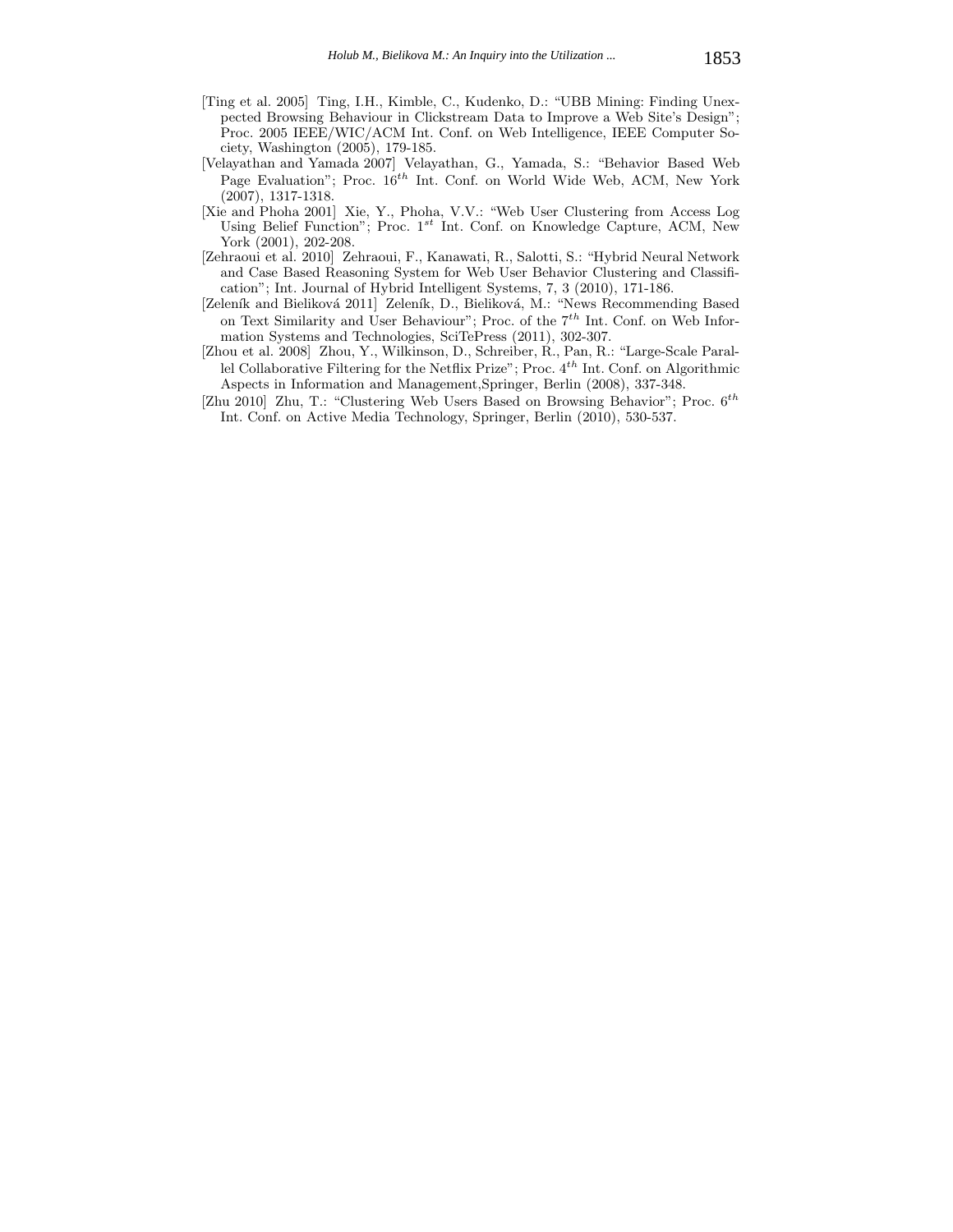[Ting et al. 2005] Ting, I.H., Kimble, C., Kudenko, D.: "UBB Mining: Finding Unexpected Browsing Behaviour in Clickstream Data to Improve a Web Site's Design"; Proc. 2005 IEEE/WIC/ACM Int. Conf. on Web Intelligence, IEEE Computer Society, Washington (2005), 179-185.

[Velayathan and Yamada 2007] Velayathan, G., Yamada, S.: "Behavior Based Web Page Evaluation"; Proc. $16^{th}$ Int. Conf. on World Wide Web, ACM, New York (2007), 1317-1318.

[Xie and Phoha 2001] Xie, Y., Phoha, V.V.: "Web User Clustering from Access Log Using Belief Function"; Proc. $1^{st}$ Int. Conf. on Knowledge Capture, ACM, New York (2001), 202-208.

[Zehraoui et al. 2010] Zehraoui, F., Kanawati, R., Salotti, S.: "Hybrid Neural Network and Case Based Reasoning System for Web User Behavior Clustering and Classification"; Int. Journal of Hybrid Intelligent Systems, 7, 3 (2010), 171-186.

[Zeleník and Bieliková 2011] Zeleník, D., Bieliková, M.: "News Recommending Based on Text Similarity and User Behaviour"; Proc. of the $7^{th}$ Int. Conf. on Web Information Systems and Technologies, SciTePress (2011), 302-307.

[Zhou et al. 2008] Zhou, Y., Wilkinson, D., Schreiber, R., Pan, R.: "Large-Scale Parallel Collaborative Filtering for the Netflix Prize"; Proc. $4^{th}$ Int. Conf. on Algorithmic Aspects in Information and Management,Springer, Berlin (2008), 337-348.

[Zhu 2010] Zhu, T.: "Clustering Web Users Based on Browsing Behavior"; Proc. $6^{th}$ Int. Conf. on Active Media Technology, Springer, Berlin (2010), 530-537.